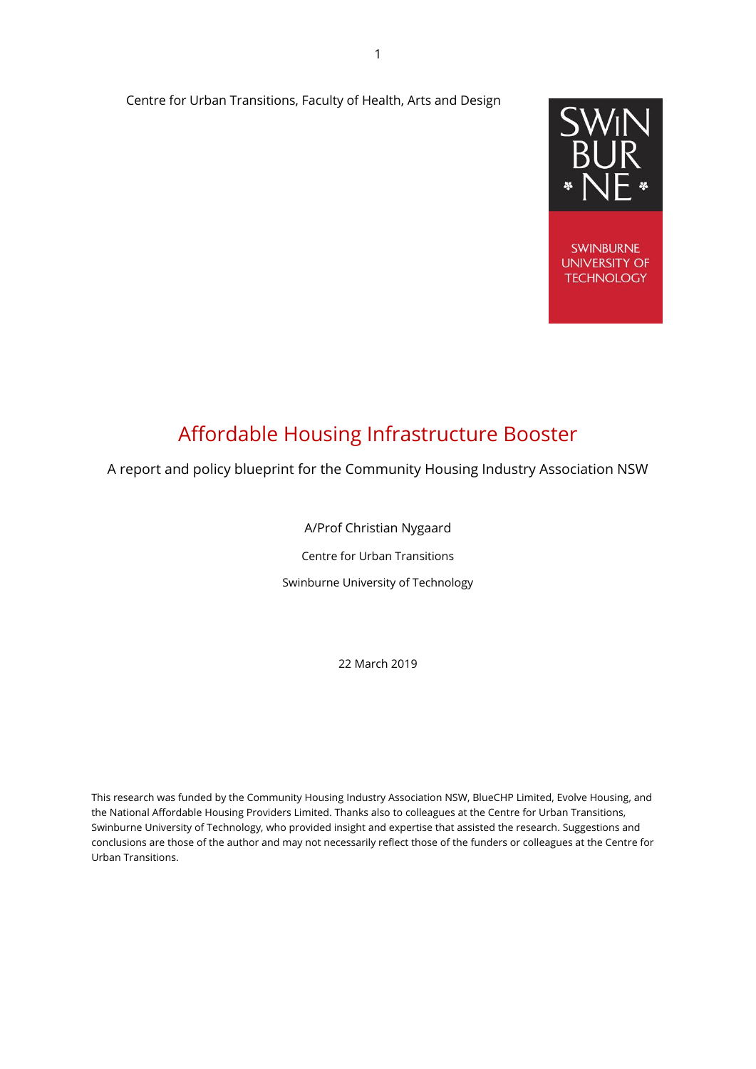Centre for Urban Transitions, Faculty of Health, Arts and Design

SWINBURNE UNIVERSITY OF TECHNOLOGY

# Affordable Housing Infrastructure Booster

A report and policy blueprint for the Community Housing Industry Association NSW

A/Prof Christian Nygaard

Centre for Urban Transitions

Swinburne University of Technology

22 March 2019

This research was funded by the Community Housing Industry Association NSW, BlueCHP Limited, Evolve Housing, and the National Affordable Housing Providers Limited. Thanks also to colleagues at the Centre for Urban Transitions, Swinburne University of Technology, who provided insight and expertise that assisted the research. Suggestions and conclusions are those of the author and may not necessarily reflect those of the funders or colleagues at the Centre for Urban Transitions.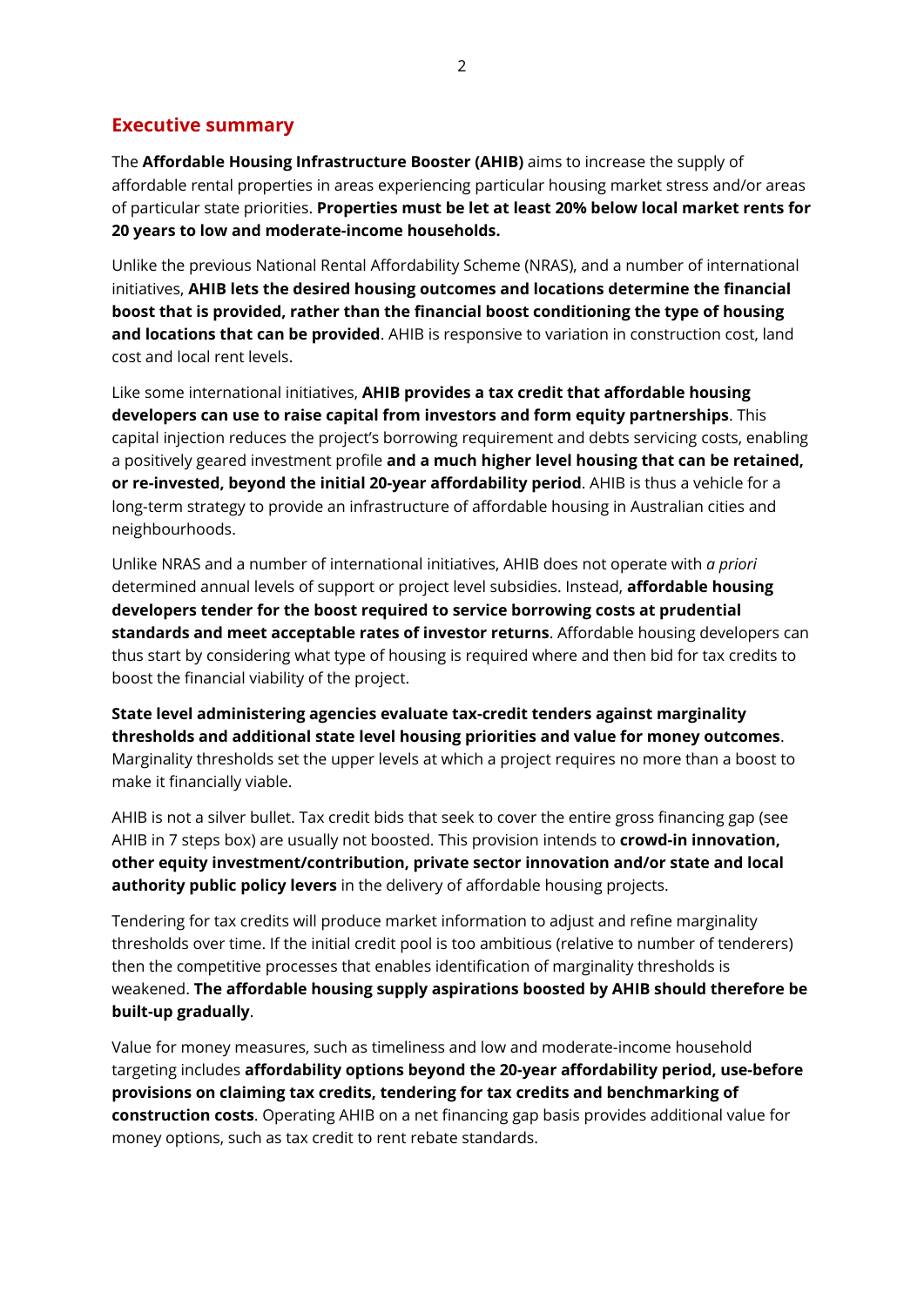## Executive summary

The **Affordable Housing Infrastructure Booster (AHIB)** aims to increase the supply of affordable rental properties in areas experiencing particular housing market stress and/or areas of particular state priorities. **Properties must be let at least 20% below local market rents for 20 years to low and moderate-income households.**

Unlike the previous National Rental Affordability Scheme (NRAS), and a number of international initiatives, **AHIB lets the desired housing outcomes and locations determine the financial boost that is provided, rather than the financial boost conditioning the type of housing and locations that can be provided**. AHIB is responsive to variation in construction cost, land cost and local rent levels.

Like some international initiatives, **AHIB provides a tax credit that affordable housing developers can use to raise capital from investors and form equity partnerships**. This capital injection reduces the project's borrowing requirement and debts servicing costs, enabling a positively geared investment profile **and a much higher level housing that can be retained, or re-invested, beyond the initial 20-year affordability period**. AHIB is thus a vehicle for a long-term strategy to provide an infrastructure of affordable housing in Australian cities and neighbourhoods.

Unlike NRAS and a number of international initiatives, AHIB does not operate with *a priori* determined annual levels of support or project level subsidies. Instead, **affordable housing developers tender for the boost required to service borrowing costs at prudential standards and meet acceptable rates of investor returns**. Affordable housing developers can thus start by considering what type of housing is required where and then bid for tax credits to boost the financial viability of the project.

**State level administering agencies evaluate tax-credit tenders against marginality thresholds and additional state level housing priorities and value for money outcomes**. Marginality thresholds set the upper levels at which a project requires no more than a boost to make it financially viable.

AHIB is not a silver bullet. Tax credit bids that seek to cover the entire gross financing gap (see AHIB in 7 steps box) are usually not boosted. This provision intends to **crowd-in innovation, other equity investment/contribution, private sector innovation and/or state and local authority public policy levers** in the delivery of affordable housing projects.

Tendering for tax credits will produce market information to adjust and refine marginality thresholds over time. If the initial credit pool is too ambitious (relative to number of tenderers) then the competitive processes that enables identification of marginality thresholds is weakened. **The affordable housing supply aspirations boosted by AHIB should therefore be built-up gradually**.

Value for money measures, such as timeliness and low and moderate-income household targeting includes **affordability options beyond the 20-year affordability period, use-before provisions on claiming tax credits, tendering for tax credits and benchmarking of construction costs**. Operating AHIB on a net financing gap basis provides additional value for money options, such as tax credit to rent rebate standards.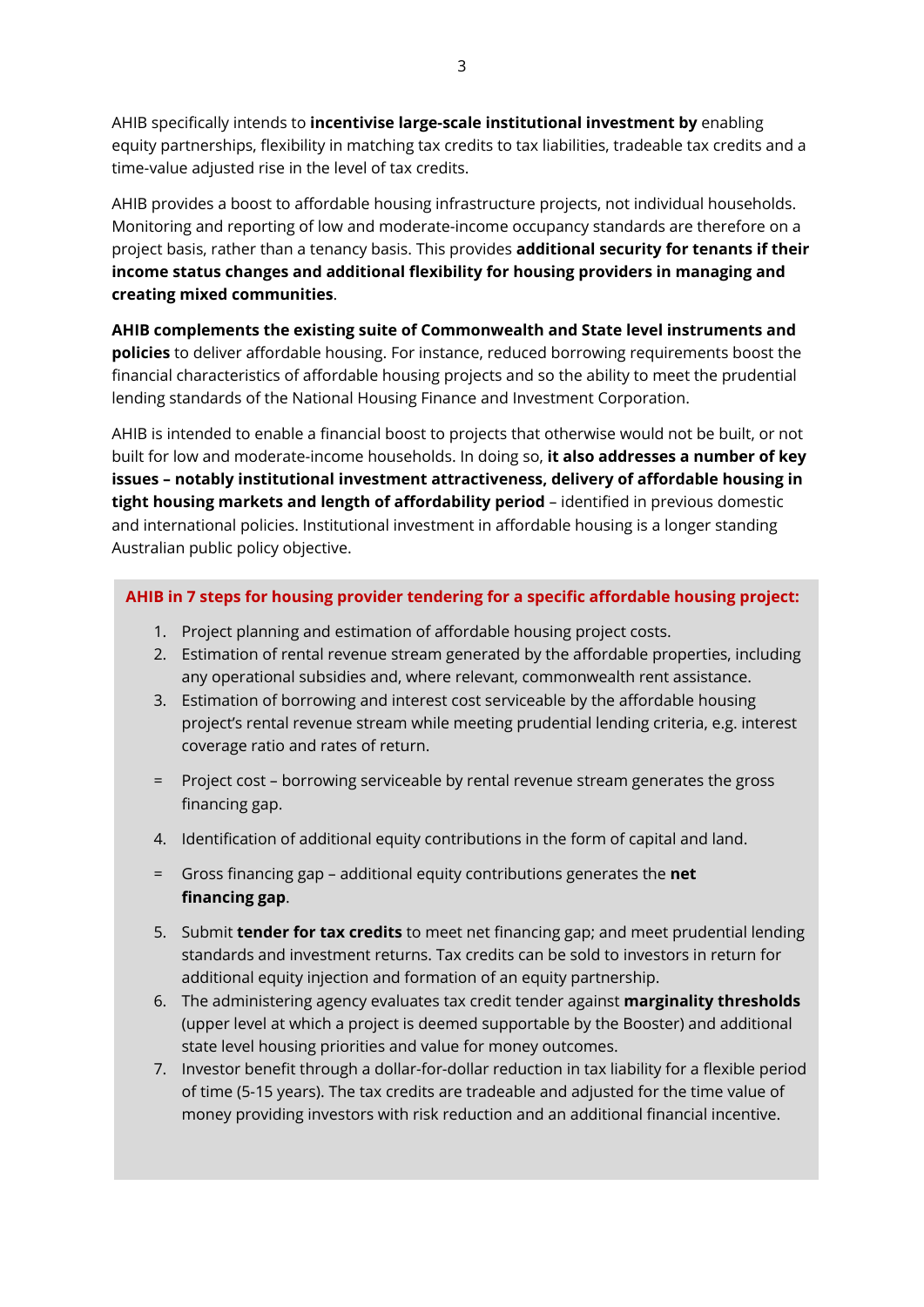AHIB specifically intends to **incentivise large-scale institutional investment by** enabling equity partnerships, flexibility in matching tax credits to tax liabilities, tradeable tax credits and a time-value adjusted rise in the level of tax credits.

AHIB provides a boost to affordable housing infrastructure projects, not individual households. Monitoring and reporting of low and moderate-income occupancy standards are therefore on a project basis, rather than a tenancy basis. This provides **additional security for tenants if their income status changes and additional flexibility for housing providers in managing and creating mixed communities**.

**AHIB complements the existing suite of Commonwealth and State level instruments and policies** to deliver affordable housing. For instance, reduced borrowing requirements boost the financial characteristics of affordable housing projects and so the ability to meet the prudential lending standards of the National Housing Finance and Investment Corporation.

AHIB is intended to enable a financial boost to projects that otherwise would not be built, or not built for low and moderate-income households. In doing so, **it also addresses a number of key issues – notably institutional investment attractiveness, delivery of affordable housing in tight housing markets and length of affordability period** – identified in previous domestic and international policies. Institutional investment in affordable housing is a longer standing Australian public policy objective.

**AHIB in 7 steps for housing provider tendering for a specific affordable housing project:**

1. Project planning and estimation of affordable housing project costs.
2. Estimation of rental revenue stream generated by the affordable properties, including any operational subsidies and, where relevant, commonwealth rent assistance.
3. Estimation of borrowing and interest cost serviceable by the affordable housing project's rental revenue stream while meeting prudential lending criteria, e.g. interest coverage ratio and rates of return.

= Project cost – borrowing serviceable by rental revenue stream generates the gross financing gap.

4. Identification of additional equity contributions in the form of capital and land.

= Gross financing gap – additional equity contributions generates the **net financing gap**.

5. Submit **tender for tax credits** to meet net financing gap; and meet prudential lending standards and investment returns. Tax credits can be sold to investors in return for additional equity injection and formation of an equity partnership.
6. The administering agency evaluates tax credit tender against **marginality thresholds** (upper level at which a project is deemed supportable by the Booster) and additional state level housing priorities and value for money outcomes.
7. Investor benefit through a dollar-for-dollar reduction in tax liability for a flexible period of time (5-15 years). The tax credits are tradeable and adjusted for the time value of money providing investors with risk reduction and an additional financial incentive.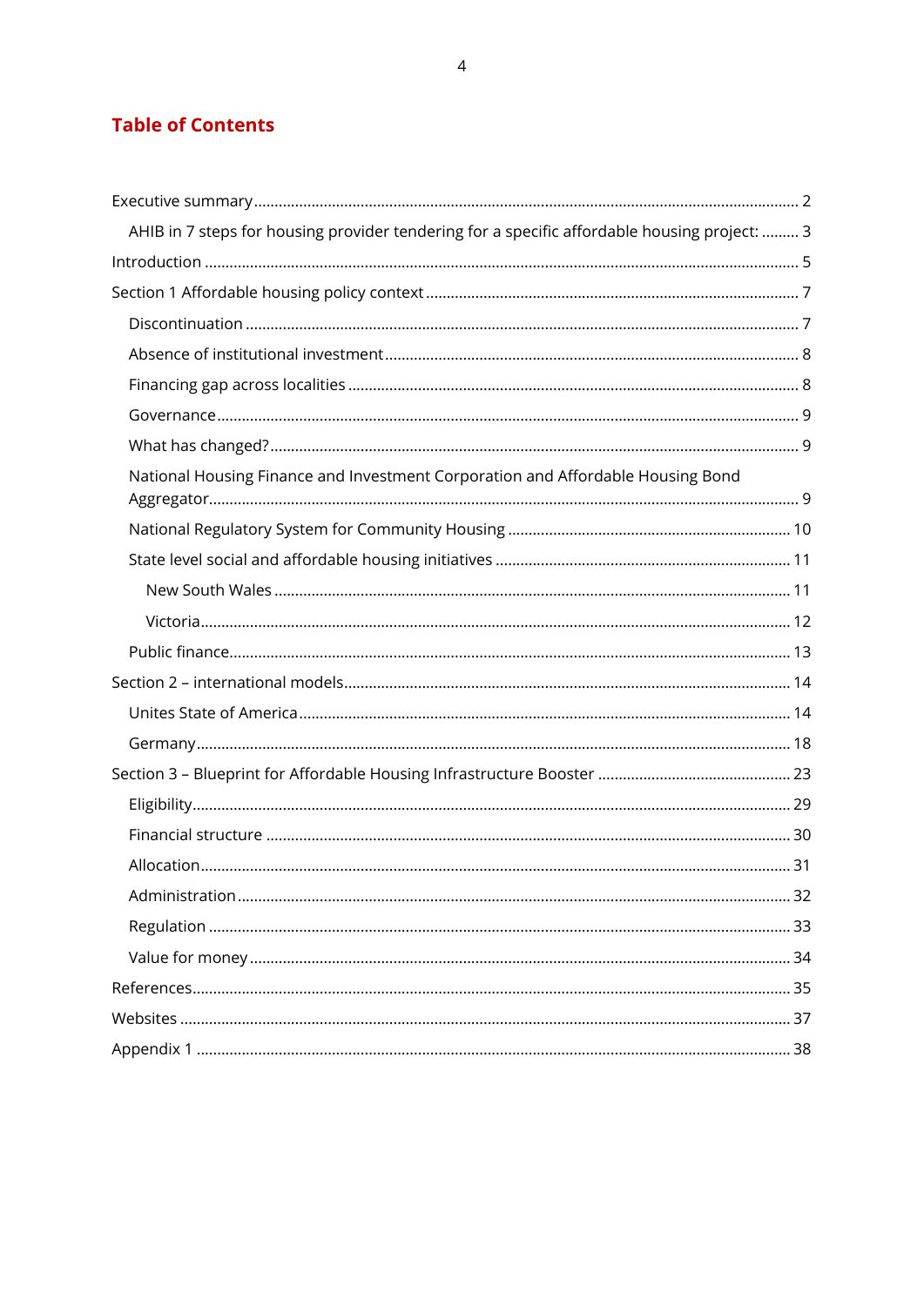## Table of Contents

- Executive summary ........ 2
  - AHIB in 7 steps for housing provider tendering for a specific affordable housing project: ........ 3
- Introduction ........ 5
- Section 1 Affordable housing policy context ........ 7
  - Discontinuation ........ 7
  - Absence of institutional investment ........ 8
  - Financing gap across localities ........ 8
  - Governance ........ 9
  - What has changed? ........ 9
  - National Housing Finance and Investment Corporation and Affordable Housing Bond Aggregator ........ 9
  - National Regulatory System for Community Housing ........ 10
  - State level social and affordable housing initiatives ........ 11
    - New South Wales ........ 11
    - Victoria ........ 12
  - Public finance ........ 13
- Section 2 – international models ........ 14
  - Unites State of America ........ 14
  - Germany ........ 18
- Section 3 – Blueprint for Affordable Housing Infrastructure Booster ........ 23
  - Eligibility ........ 29
  - Financial structure ........ 30
  - Allocation ........ 31
  - Administration ........ 32
  - Regulation ........ 33
  - Value for money ........ 34
- References ........ 35
- Websites ........ 37
- Appendix 1 ........ 38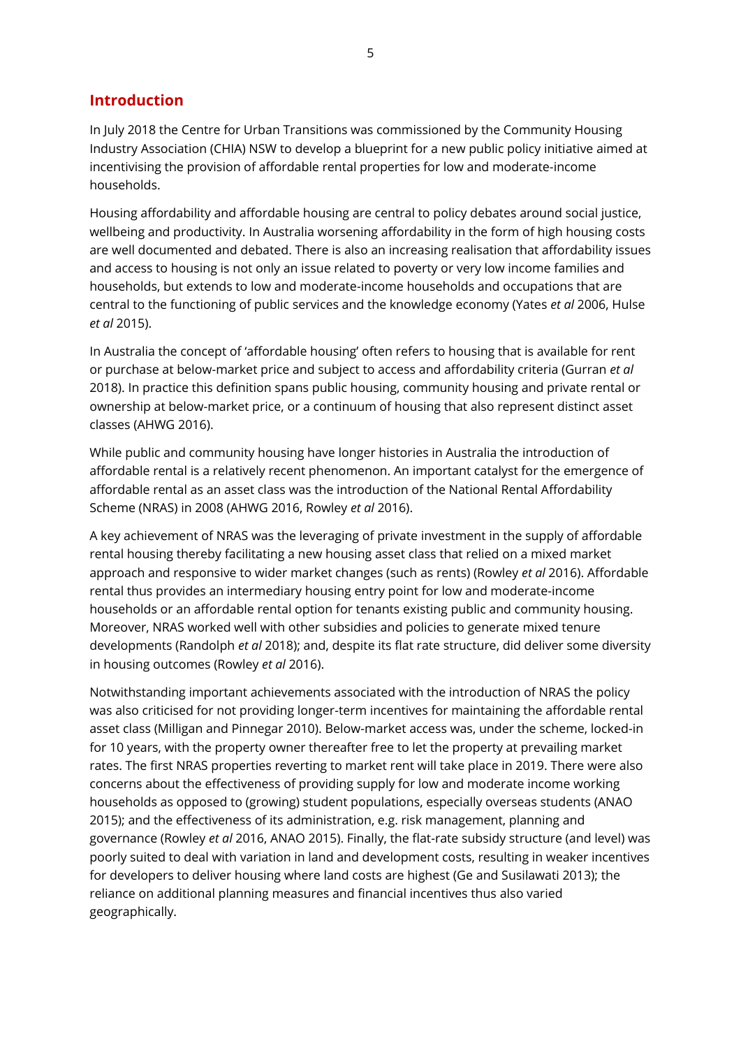## Introduction

In July 2018 the Centre for Urban Transitions was commissioned by the Community Housing Industry Association (CHIA) NSW to develop a blueprint for a new public policy initiative aimed at incentivising the provision of affordable rental properties for low and moderate-income households.

Housing affordability and affordable housing are central to policy debates around social justice, wellbeing and productivity. In Australia worsening affordability in the form of high housing costs are well documented and debated. There is also an increasing realisation that affordability issues and access to housing is not only an issue related to poverty or very low income families and households, but extends to low and moderate-income households and occupations that are central to the functioning of public services and the knowledge economy (Yates *et al* 2006, Hulse *et al* 2015).

In Australia the concept of 'affordable housing' often refers to housing that is available for rent or purchase at below-market price and subject to access and affordability criteria (Gurran *et al* 2018). In practice this definition spans public housing, community housing and private rental or ownership at below-market price, or a continuum of housing that also represent distinct asset classes (AHWG 2016).

While public and community housing have longer histories in Australia the introduction of affordable rental is a relatively recent phenomenon. An important catalyst for the emergence of affordable rental as an asset class was the introduction of the National Rental Affordability Scheme (NRAS) in 2008 (AHWG 2016, Rowley *et al* 2016).

A key achievement of NRAS was the leveraging of private investment in the supply of affordable rental housing thereby facilitating a new housing asset class that relied on a mixed market approach and responsive to wider market changes (such as rents) (Rowley *et al* 2016). Affordable rental thus provides an intermediary housing entry point for low and moderate-income households or an affordable rental option for tenants existing public and community housing. Moreover, NRAS worked well with other subsidies and policies to generate mixed tenure developments (Randolph *et al* 2018); and, despite its flat rate structure, did deliver some diversity in housing outcomes (Rowley *et al* 2016).

Notwithstanding important achievements associated with the introduction of NRAS the policy was also criticised for not providing longer-term incentives for maintaining the affordable rental asset class (Milligan and Pinnegar 2010). Below-market access was, under the scheme, locked-in for 10 years, with the property owner thereafter free to let the property at prevailing market rates. The first NRAS properties reverting to market rent will take place in 2019. There were also concerns about the effectiveness of providing supply for low and moderate income working households as opposed to (growing) student populations, especially overseas students (ANAO 2015); and the effectiveness of its administration, e.g. risk management, planning and governance (Rowley *et al* 2016, ANAO 2015). Finally, the flat-rate subsidy structure (and level) was poorly suited to deal with variation in land and development costs, resulting in weaker incentives for developers to deliver housing where land costs are highest (Ge and Susilawati 2013); the reliance on additional planning measures and financial incentives thus also varied geographically.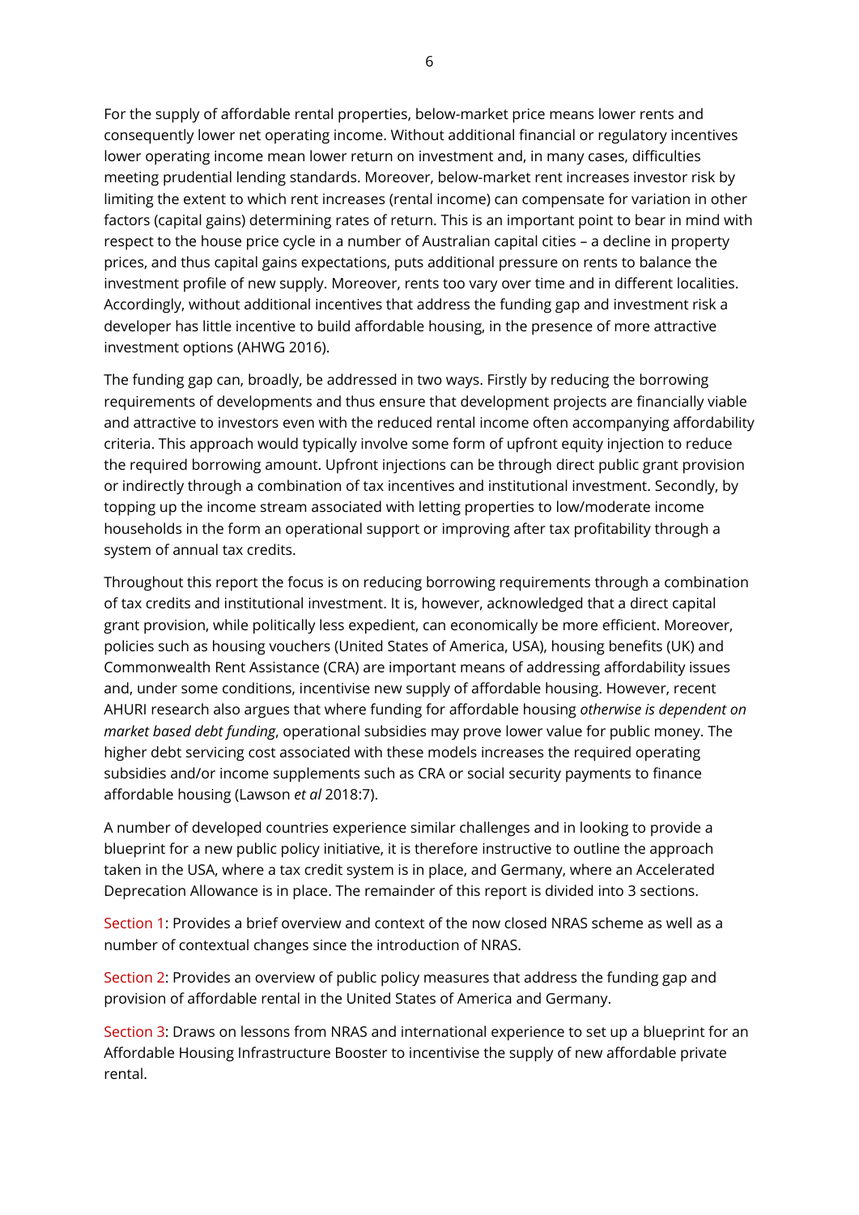For the supply of affordable rental properties, below-market price means lower rents and consequently lower net operating income. Without additional financial or regulatory incentives lower operating income mean lower return on investment and, in many cases, difficulties meeting prudential lending standards. Moreover, below-market rent increases investor risk by limiting the extent to which rent increases (rental income) can compensate for variation in other factors (capital gains) determining rates of return. This is an important point to bear in mind with respect to the house price cycle in a number of Australian capital cities – a decline in property prices, and thus capital gains expectations, puts additional pressure on rents to balance the investment profile of new supply. Moreover, rents too vary over time and in different localities. Accordingly, without additional incentives that address the funding gap and investment risk a developer has little incentive to build affordable housing, in the presence of more attractive investment options (AHWG 2016).

The funding gap can, broadly, be addressed in two ways. Firstly by reducing the borrowing requirements of developments and thus ensure that development projects are financially viable and attractive to investors even with the reduced rental income often accompanying affordability criteria. This approach would typically involve some form of upfront equity injection to reduce the required borrowing amount. Upfront injections can be through direct public grant provision or indirectly through a combination of tax incentives and institutional investment. Secondly, by topping up the income stream associated with letting properties to low/moderate income households in the form an operational support or improving after tax profitability through a system of annual tax credits.

Throughout this report the focus is on reducing borrowing requirements through a combination of tax credits and institutional investment. It is, however, acknowledged that a direct capital grant provision, while politically less expedient, can economically be more efficient. Moreover, policies such as housing vouchers (United States of America, USA), housing benefits (UK) and Commonwealth Rent Assistance (CRA) are important means of addressing affordability issues and, under some conditions, incentivise new supply of affordable housing. However, recent AHURI research also argues that where funding for affordable housing *otherwise is dependent on market based debt funding*, operational subsidies may prove lower value for public money. The higher debt servicing cost associated with these models increases the required operating subsidies and/or income supplements such as CRA or social security payments to finance affordable housing (Lawson *et al* 2018:7).

A number of developed countries experience similar challenges and in looking to provide a blueprint for a new public policy initiative, it is therefore instructive to outline the approach taken in the USA, where a tax credit system is in place, and Germany, where an Accelerated Deprecation Allowance is in place. The remainder of this report is divided into 3 sections.

Section 1: Provides a brief overview and context of the now closed NRAS scheme as well as a number of contextual changes since the introduction of NRAS.

Section 2: Provides an overview of public policy measures that address the funding gap and provision of affordable rental in the United States of America and Germany.

Section 3: Draws on lessons from NRAS and international experience to set up a blueprint for an Affordable Housing Infrastructure Booster to incentivise the supply of new affordable private rental.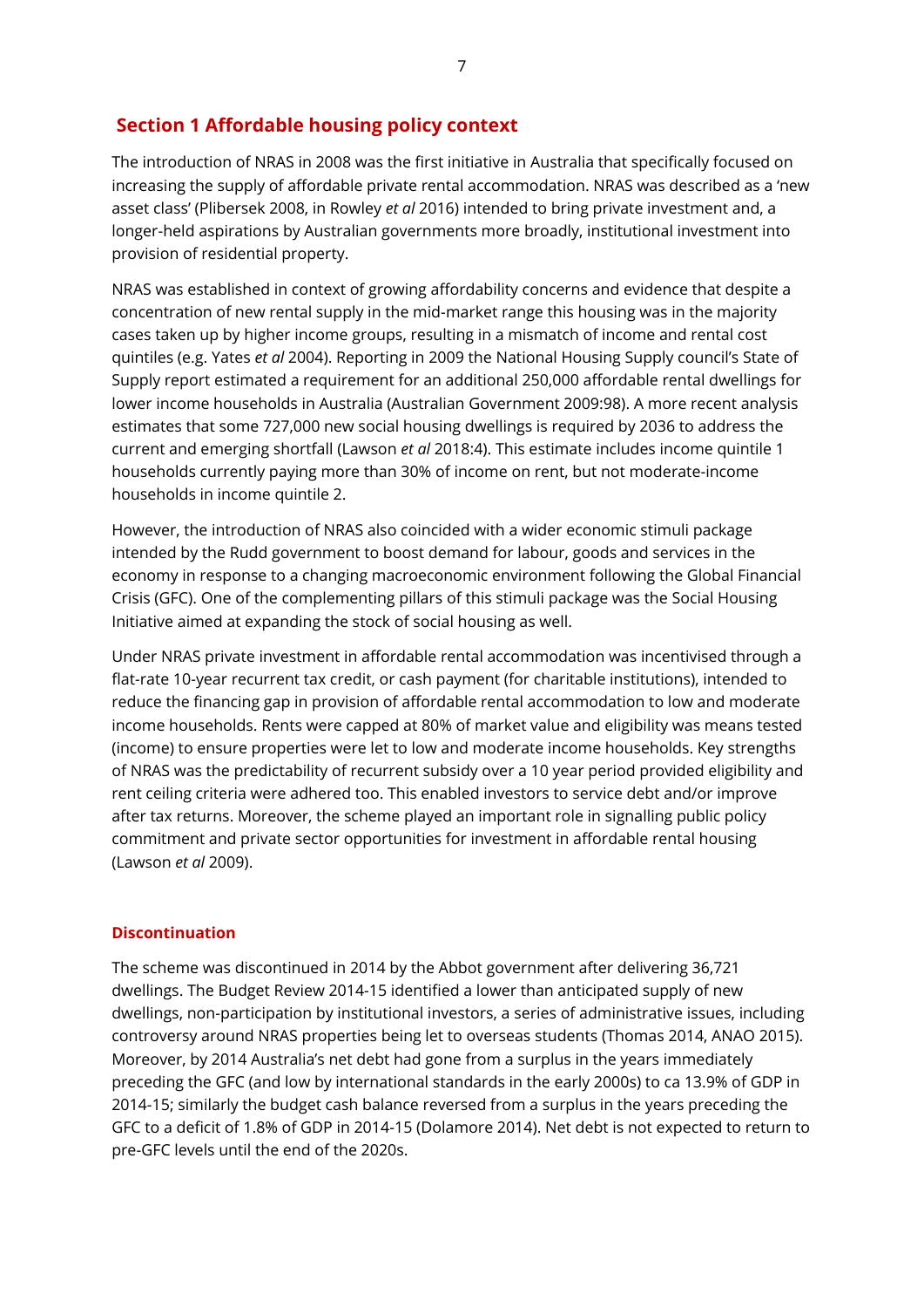## Section 1 Affordable housing policy context

The introduction of NRAS in 2008 was the first initiative in Australia that specifically focused on increasing the supply of affordable private rental accommodation. NRAS was described as a 'new asset class' (Plibersek 2008, in Rowley *et al* 2016) intended to bring private investment and, a longer-held aspirations by Australian governments more broadly, institutional investment into provision of residential property.

NRAS was established in context of growing affordability concerns and evidence that despite a concentration of new rental supply in the mid-market range this housing was in the majority cases taken up by higher income groups, resulting in a mismatch of income and rental cost quintiles (e.g. Yates *et al* 2004). Reporting in 2009 the National Housing Supply council's State of Supply report estimated a requirement for an additional 250,000 affordable rental dwellings for lower income households in Australia (Australian Government 2009:98). A more recent analysis estimates that some 727,000 new social housing dwellings is required by 2036 to address the current and emerging shortfall (Lawson *et al* 2018:4). This estimate includes income quintile 1 households currently paying more than 30% of income on rent, but not moderate-income households in income quintile 2.

However, the introduction of NRAS also coincided with a wider economic stimuli package intended by the Rudd government to boost demand for labour, goods and services in the economy in response to a changing macroeconomic environment following the Global Financial Crisis (GFC). One of the complementing pillars of this stimuli package was the Social Housing Initiative aimed at expanding the stock of social housing as well.

Under NRAS private investment in affordable rental accommodation was incentivised through a flat-rate 10-year recurrent tax credit, or cash payment (for charitable institutions), intended to reduce the financing gap in provision of affordable rental accommodation to low and moderate income households. Rents were capped at 80% of market value and eligibility was means tested (income) to ensure properties were let to low and moderate income households. Key strengths of NRAS was the predictability of recurrent subsidy over a 10 year period provided eligibility and rent ceiling criteria were adhered too. This enabled investors to service debt and/or improve after tax returns. Moreover, the scheme played an important role in signalling public policy commitment and private sector opportunities for investment in affordable rental housing (Lawson *et al* 2009).

### Discontinuation

The scheme was discontinued in 2014 by the Abbot government after delivering 36,721 dwellings. The Budget Review 2014-15 identified a lower than anticipated supply of new dwellings, non-participation by institutional investors, a series of administrative issues, including controversy around NRAS properties being let to overseas students (Thomas 2014, ANAO 2015). Moreover, by 2014 Australia's net debt had gone from a surplus in the years immediately preceding the GFC (and low by international standards in the early 2000s) to ca 13.9% of GDP in 2014-15; similarly the budget cash balance reversed from a surplus in the years preceding the GFC to a deficit of 1.8% of GDP in 2014-15 (Dolamore 2014). Net debt is not expected to return to pre-GFC levels until the end of the 2020s.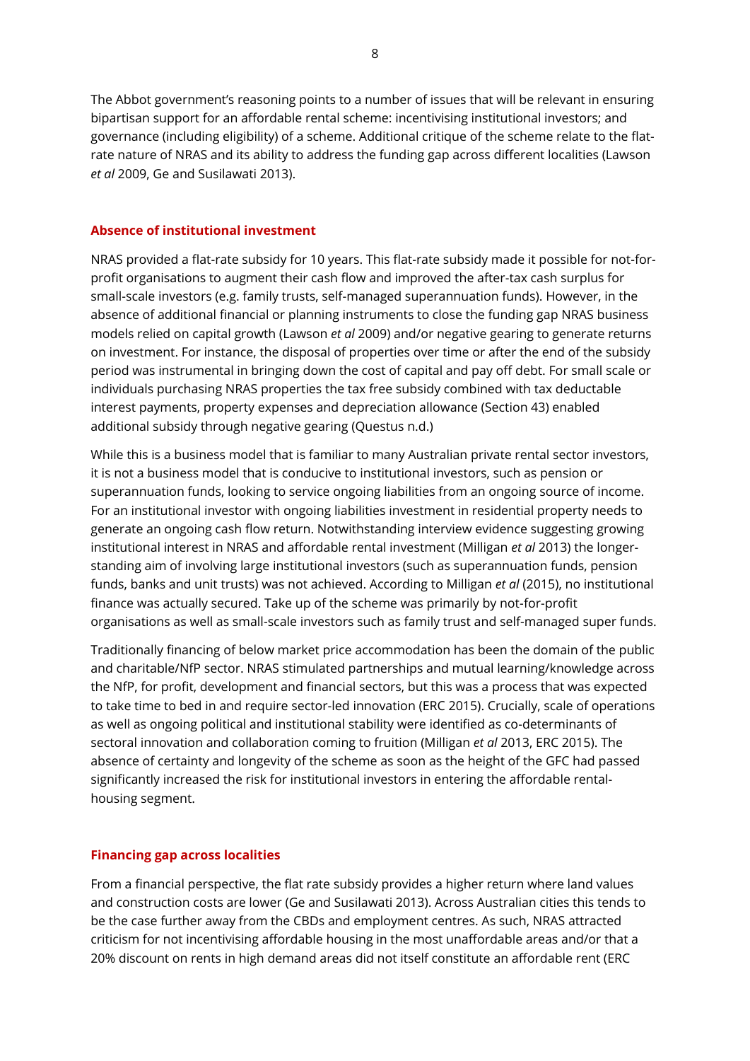The Abbot government's reasoning points to a number of issues that will be relevant in ensuring bipartisan support for an affordable rental scheme: incentivising institutional investors; and governance (including eligibility) of a scheme. Additional critique of the scheme relate to the flat-rate nature of NRAS and its ability to address the funding gap across different localities (Lawson *et al* 2009, Ge and Susilawati 2013).

## Absence of institutional investment

NRAS provided a flat-rate subsidy for 10 years. This flat-rate subsidy made it possible for not-for-profit organisations to augment their cash flow and improved the after-tax cash surplus for small-scale investors (e.g. family trusts, self-managed superannuation funds). However, in the absence of additional financial or planning instruments to close the funding gap NRAS business models relied on capital growth (Lawson *et al* 2009) and/or negative gearing to generate returns on investment. For instance, the disposal of properties over time or after the end of the subsidy period was instrumental in bringing down the cost of capital and pay off debt. For small scale or individuals purchasing NRAS properties the tax free subsidy combined with tax deductable interest payments, property expenses and depreciation allowance (Section 43) enabled additional subsidy through negative gearing (Questus n.d.)

While this is a business model that is familiar to many Australian private rental sector investors, it is not a business model that is conducive to institutional investors, such as pension or superannuation funds, looking to service ongoing liabilities from an ongoing source of income. For an institutional investor with ongoing liabilities investment in residential property needs to generate an ongoing cash flow return. Notwithstanding interview evidence suggesting growing institutional interest in NRAS and affordable rental investment (Milligan *et al* 2013) the longer-standing aim of involving large institutional investors (such as superannuation funds, pension funds, banks and unit trusts) was not achieved. According to Milligan *et al* (2015), no institutional finance was actually secured. Take up of the scheme was primarily by not-for-profit organisations as well as small-scale investors such as family trust and self-managed super funds.

Traditionally financing of below market price accommodation has been the domain of the public and charitable/NfP sector. NRAS stimulated partnerships and mutual learning/knowledge across the NfP, for profit, development and financial sectors, but this was a process that was expected to take time to bed in and require sector-led innovation (ERC 2015). Crucially, scale of operations as well as ongoing political and institutional stability were identified as co-determinants of sectoral innovation and collaboration coming to fruition (Milligan *et al* 2013, ERC 2015). The absence of certainty and longevity of the scheme as soon as the height of the GFC had passed significantly increased the risk for institutional investors in entering the affordable rental-housing segment.

## Financing gap across localities

From a financial perspective, the flat rate subsidy provides a higher return where land values and construction costs are lower (Ge and Susilawati 2013). Across Australian cities this tends to be the case further away from the CBDs and employment centres. As such, NRAS attracted criticism for not incentivising affordable housing in the most unaffordable areas and/or that a 20% discount on rents in high demand areas did not itself constitute an affordable rent (ERC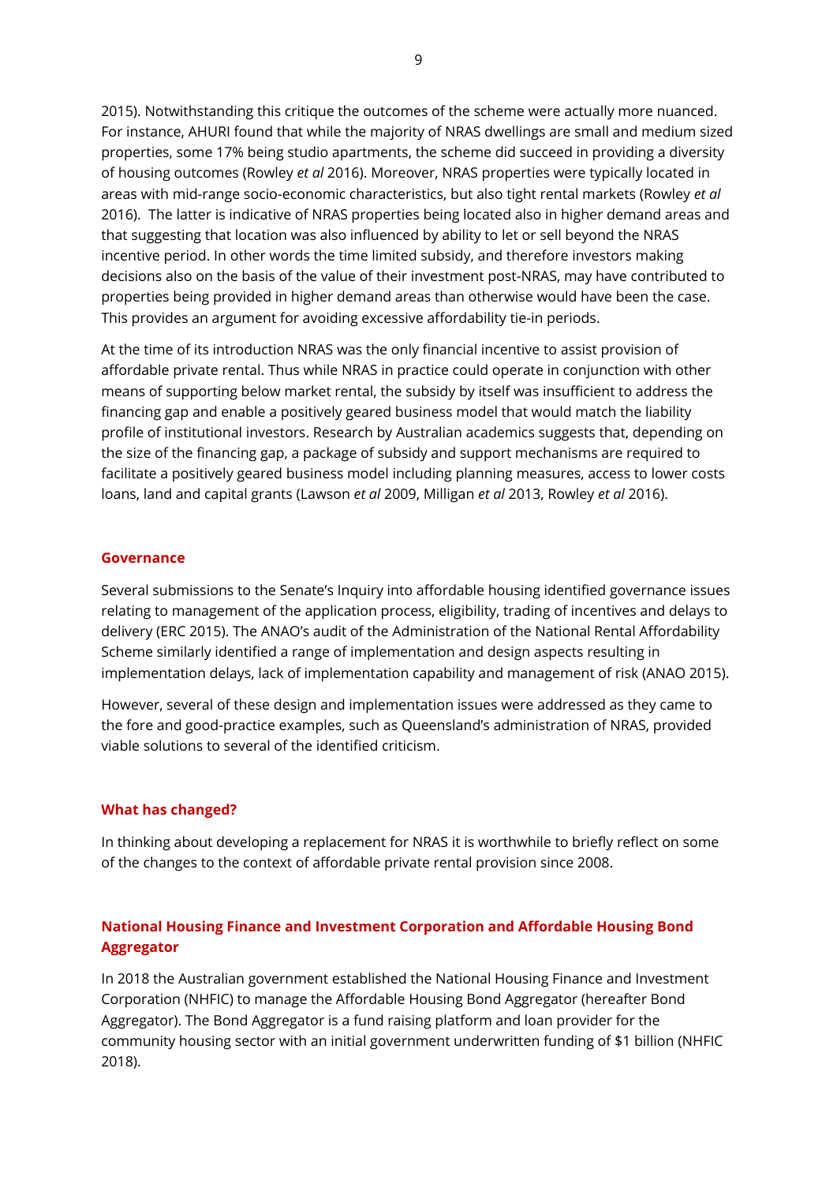2015). Notwithstanding this critique the outcomes of the scheme were actually more nuanced. For instance, AHURI found that while the majority of NRAS dwellings are small and medium sized properties, some 17% being studio apartments, the scheme did succeed in providing a diversity of housing outcomes (Rowley *et al* 2016). Moreover, NRAS properties were typically located in areas with mid-range socio-economic characteristics, but also tight rental markets (Rowley *et al* 2016). The latter is indicative of NRAS properties being located also in higher demand areas and that suggesting that location was also influenced by ability to let or sell beyond the NRAS incentive period. In other words the time limited subsidy, and therefore investors making decisions also on the basis of the value of their investment post-NRAS, may have contributed to properties being provided in higher demand areas than otherwise would have been the case. This provides an argument for avoiding excessive affordability tie-in periods.

At the time of its introduction NRAS was the only financial incentive to assist provision of affordable private rental. Thus while NRAS in practice could operate in conjunction with other means of supporting below market rental, the subsidy by itself was insufficient to address the financing gap and enable a positively geared business model that would match the liability profile of institutional investors. Research by Australian academics suggests that, depending on the size of the financing gap, a package of subsidy and support mechanisms are required to facilitate a positively geared business model including planning measures, access to lower costs loans, land and capital grants (Lawson *et al* 2009, Milligan *et al* 2013, Rowley *et al* 2016).

## Governance

Several submissions to the Senate's Inquiry into affordable housing identified governance issues relating to management of the application process, eligibility, trading of incentives and delays to delivery (ERC 2015). The ANAO's audit of the Administration of the National Rental Affordability Scheme similarly identified a range of implementation and design aspects resulting in implementation delays, lack of implementation capability and management of risk (ANAO 2015).

However, several of these design and implementation issues were addressed as they came to the fore and good-practice examples, such as Queensland's administration of NRAS, provided viable solutions to several of the identified criticism.

## What has changed?

In thinking about developing a replacement for NRAS it is worthwhile to briefly reflect on some of the changes to the context of affordable private rental provision since 2008.

## National Housing Finance and Investment Corporation and Affordable Housing Bond Aggregator

In 2018 the Australian government established the National Housing Finance and Investment Corporation (NHFIC) to manage the Affordable Housing Bond Aggregator (hereafter Bond Aggregator). The Bond Aggregator is a fund raising platform and loan provider for the community housing sector with an initial government underwritten funding of $1 billion (NHFIC 2018).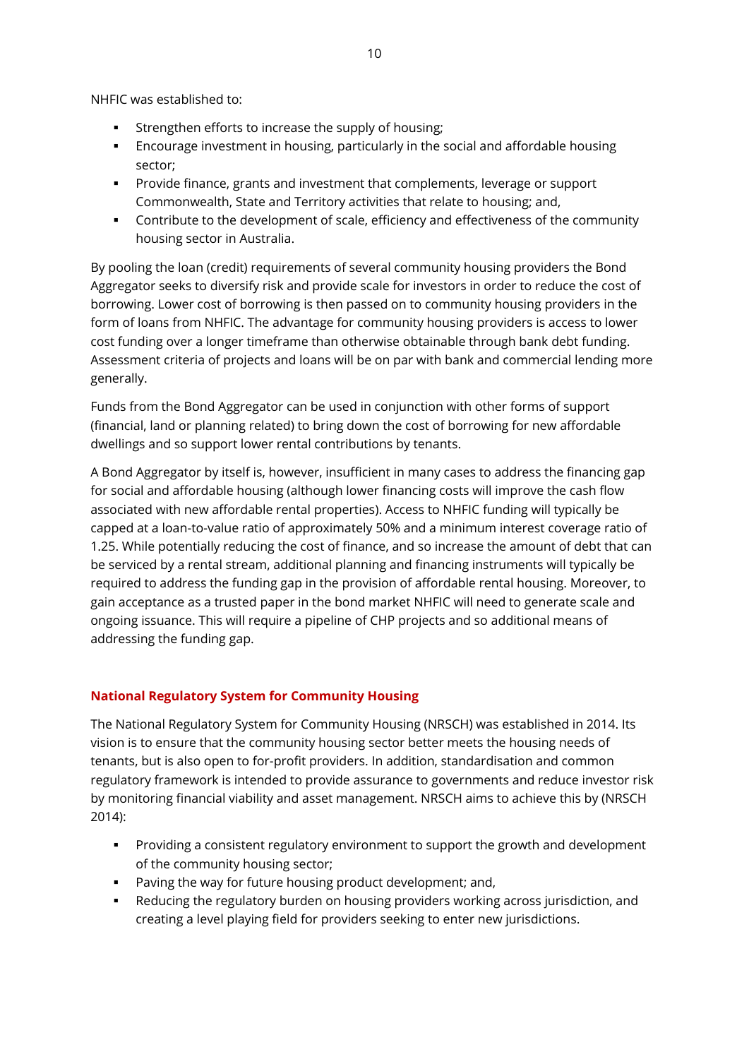NHFIC was established to:

- Strengthen efforts to increase the supply of housing;
- Encourage investment in housing, particularly in the social and affordable housing sector;
- Provide finance, grants and investment that complements, leverage or support Commonwealth, State and Territory activities that relate to housing; and,
- Contribute to the development of scale, efficiency and effectiveness of the community housing sector in Australia.

By pooling the loan (credit) requirements of several community housing providers the Bond Aggregator seeks to diversify risk and provide scale for investors in order to reduce the cost of borrowing. Lower cost of borrowing is then passed on to community housing providers in the form of loans from NHFIC. The advantage for community housing providers is access to lower cost funding over a longer timeframe than otherwise obtainable through bank debt funding. Assessment criteria of projects and loans will be on par with bank and commercial lending more generally.

Funds from the Bond Aggregator can be used in conjunction with other forms of support (financial, land or planning related) to bring down the cost of borrowing for new affordable dwellings and so support lower rental contributions by tenants.

A Bond Aggregator by itself is, however, insufficient in many cases to address the financing gap for social and affordable housing (although lower financing costs will improve the cash flow associated with new affordable rental properties). Access to NHFIC funding will typically be capped at a loan-to-value ratio of approximately 50% and a minimum interest coverage ratio of 1.25. While potentially reducing the cost of finance, and so increase the amount of debt that can be serviced by a rental stream, additional planning and financing instruments will typically be required to address the funding gap in the provision of affordable rental housing. Moreover, to gain acceptance as a trusted paper in the bond market NHFIC will need to generate scale and ongoing issuance. This will require a pipeline of CHP projects and so additional means of addressing the funding gap.

## National Regulatory System for Community Housing

The National Regulatory System for Community Housing (NRSCH) was established in 2014. Its vision is to ensure that the community housing sector better meets the housing needs of tenants, but is also open to for-profit providers. In addition, standardisation and common regulatory framework is intended to provide assurance to governments and reduce investor risk by monitoring financial viability and asset management. NRSCH aims to achieve this by (NRSCH 2014):

- Providing a consistent regulatory environment to support the growth and development of the community housing sector;
- Paving the way for future housing product development; and,
- Reducing the regulatory burden on housing providers working across jurisdiction, and creating a level playing field for providers seeking to enter new jurisdictions.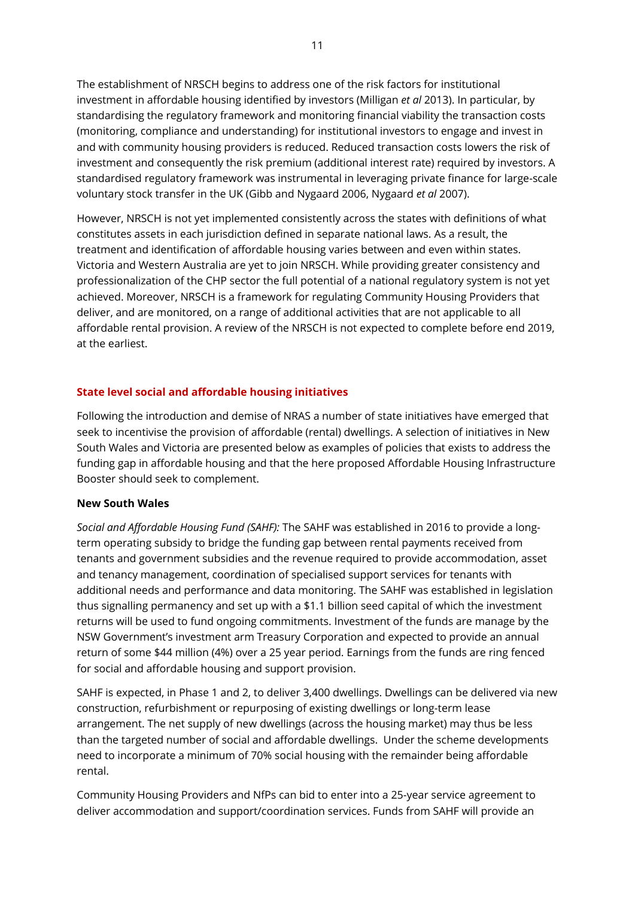The establishment of NRSCH begins to address one of the risk factors for institutional investment in affordable housing identified by investors (Milligan *et al* 2013). In particular, by standardising the regulatory framework and monitoring financial viability the transaction costs (monitoring, compliance and understanding) for institutional investors to engage and invest in and with community housing providers is reduced. Reduced transaction costs lowers the risk of investment and consequently the risk premium (additional interest rate) required by investors. A standardised regulatory framework was instrumental in leveraging private finance for large-scale voluntary stock transfer in the UK (Gibb and Nygaard 2006, Nygaard *et al* 2007).

However, NRSCH is not yet implemented consistently across the states with definitions of what constitutes assets in each jurisdiction defined in separate national laws. As a result, the treatment and identification of affordable housing varies between and even within states. Victoria and Western Australia are yet to join NRSCH. While providing greater consistency and professionalization of the CHP sector the full potential of a national regulatory system is not yet achieved. Moreover, NRSCH is a framework for regulating Community Housing Providers that deliver, and are monitored, on a range of additional activities that are not applicable to all affordable rental provision. A review of the NRSCH is not expected to complete before end 2019, at the earliest.

## State level social and affordable housing initiatives

Following the introduction and demise of NRAS a number of state initiatives have emerged that seek to incentivise the provision of affordable (rental) dwellings. A selection of initiatives in New South Wales and Victoria are presented below as examples of policies that exists to address the funding gap in affordable housing and that the here proposed Affordable Housing Infrastructure Booster should seek to complement.

### New South Wales

*Social and Affordable Housing Fund (SAHF):* The SAHF was established in 2016 to provide a long-term operating subsidy to bridge the funding gap between rental payments received from tenants and government subsidies and the revenue required to provide accommodation, asset and tenancy management, coordination of specialised support services for tenants with additional needs and performance and data monitoring. The SAHF was established in legislation thus signalling permanency and set up with a $1.1 billion seed capital of which the investment returns will be used to fund ongoing commitments. Investment of the funds are manage by the NSW Government's investment arm Treasury Corporation and expected to provide an annual return of some $44 million (4%) over a 25 year period. Earnings from the funds are ring fenced for social and affordable housing and support provision.

SAHF is expected, in Phase 1 and 2, to deliver 3,400 dwellings. Dwellings can be delivered via new construction, refurbishment or repurposing of existing dwellings or long-term lease arrangement. The net supply of new dwellings (across the housing market) may thus be less than the targeted number of social and affordable dwellings. Under the scheme developments need to incorporate a minimum of 70% social housing with the remainder being affordable rental.

Community Housing Providers and NfPs can bid to enter into a 25-year service agreement to deliver accommodation and support/coordination services. Funds from SAHF will provide an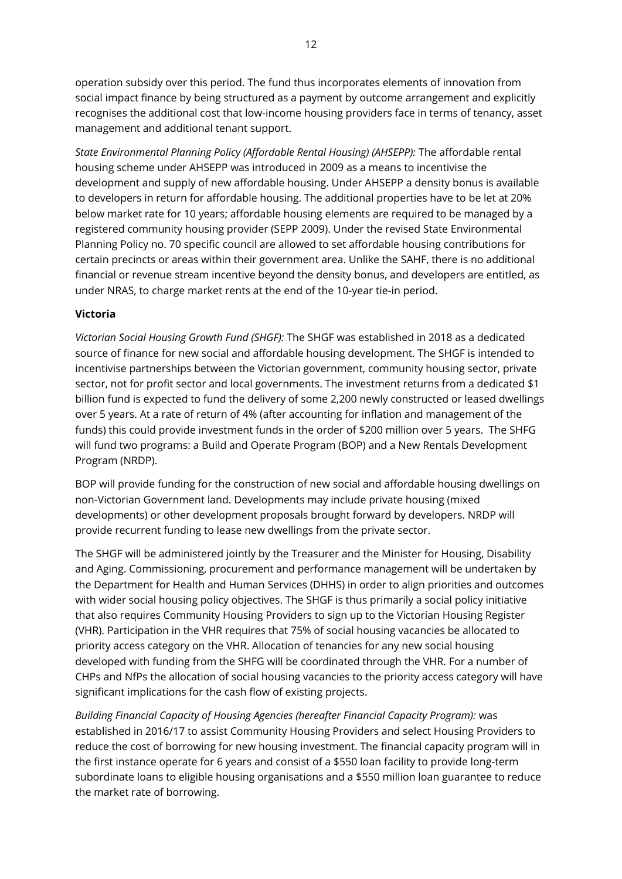operation subsidy over this period. The fund thus incorporates elements of innovation from social impact finance by being structured as a payment by outcome arrangement and explicitly recognises the additional cost that low-income housing providers face in terms of tenancy, asset management and additional tenant support.

*State Environmental Planning Policy (Affordable Rental Housing) (AHSEPP):* The affordable rental housing scheme under AHSEPP was introduced in 2009 as a means to incentivise the development and supply of new affordable housing. Under AHSEPP a density bonus is available to developers in return for affordable housing. The additional properties have to be let at 20% below market rate for 10 years; affordable housing elements are required to be managed by a registered community housing provider (SEPP 2009). Under the revised State Environmental Planning Policy no. 70 specific council are allowed to set affordable housing contributions for certain precincts or areas within their government area. Unlike the SAHF, there is no additional financial or revenue stream incentive beyond the density bonus, and developers are entitled, as under NRAS, to charge market rents at the end of the 10-year tie-in period.

**Victoria**

*Victorian Social Housing Growth Fund (SHGF):* The SHGF was established in 2018 as a dedicated source of finance for new social and affordable housing development. The SHGF is intended to incentivise partnerships between the Victorian government, community housing sector, private sector, not for profit sector and local governments. The investment returns from a dedicated $1 billion fund is expected to fund the delivery of some 2,200 newly constructed or leased dwellings over 5 years. At a rate of return of 4% (after accounting for inflation and management of the funds) this could provide investment funds in the order of $200 million over 5 years. The SHFG will fund two programs: a Build and Operate Program (BOP) and a New Rentals Development Program (NRDP).

BOP will provide funding for the construction of new social and affordable housing dwellings on non-Victorian Government land. Developments may include private housing (mixed developments) or other development proposals brought forward by developers. NRDP will provide recurrent funding to lease new dwellings from the private sector.

The SHGF will be administered jointly by the Treasurer and the Minister for Housing, Disability and Aging. Commissioning, procurement and performance management will be undertaken by the Department for Health and Human Services (DHHS) in order to align priorities and outcomes with wider social housing policy objectives. The SHGF is thus primarily a social policy initiative that also requires Community Housing Providers to sign up to the Victorian Housing Register (VHR). Participation in the VHR requires that 75% of social housing vacancies be allocated to priority access category on the VHR. Allocation of tenancies for any new social housing developed with funding from the SHFG will be coordinated through the VHR. For a number of CHPs and NfPs the allocation of social housing vacancies to the priority access category will have significant implications for the cash flow of existing projects.

*Building Financial Capacity of Housing Agencies (hereafter Financial Capacity Program):* was established in 2016/17 to assist Community Housing Providers and select Housing Providers to reduce the cost of borrowing for new housing investment. The financial capacity program will in the first instance operate for 6 years and consist of a $550 loan facility to provide long-term subordinate loans to eligible housing organisations and a $550 million loan guarantee to reduce the market rate of borrowing.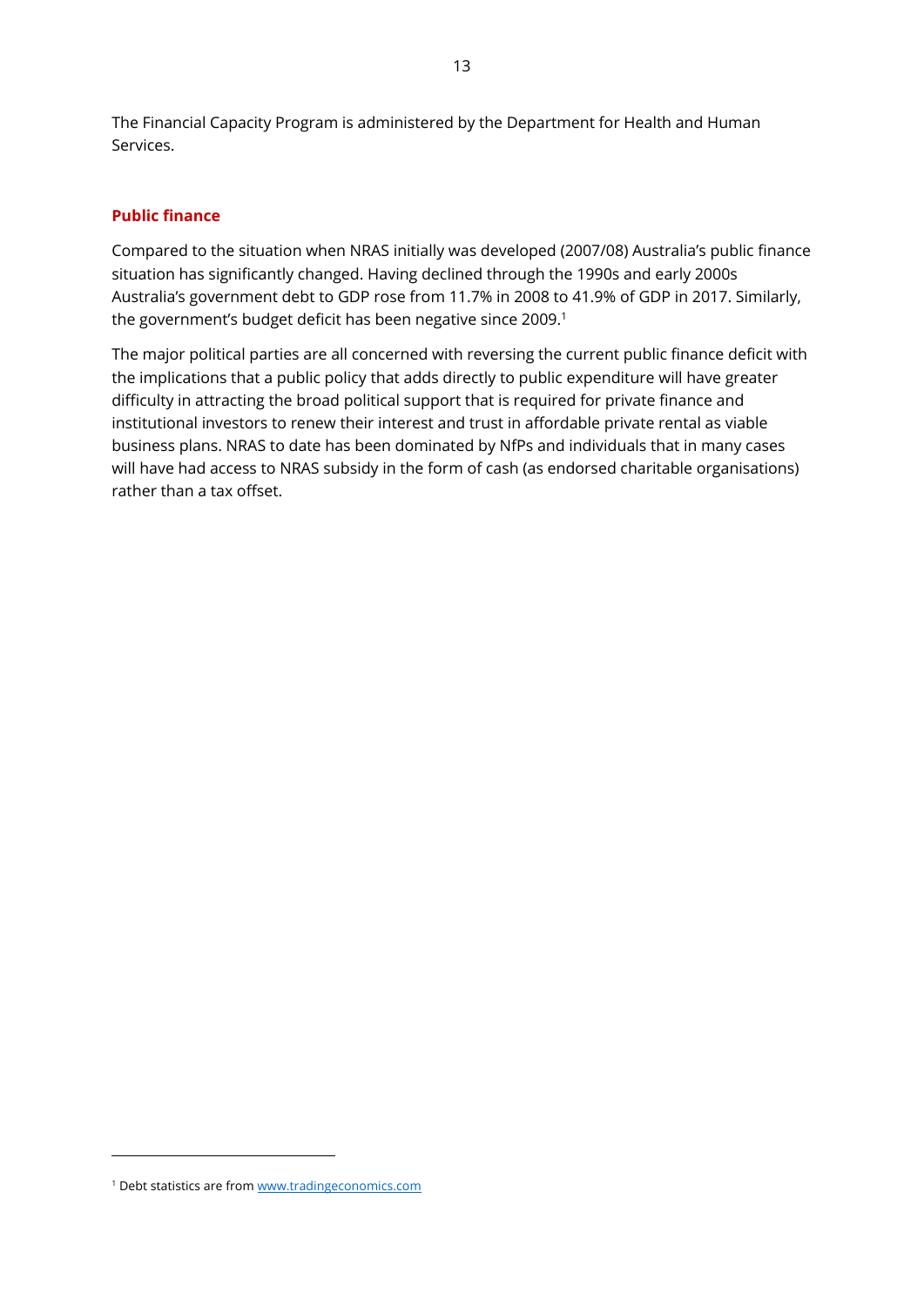The Financial Capacity Program is administered by the Department for Health and Human Services.

## Public finance

Compared to the situation when NRAS initially was developed (2007/08) Australia's public finance situation has significantly changed. Having declined through the 1990s and early 2000s Australia's government debt to GDP rose from 11.7% in 2008 to 41.9% of GDP in 2017. Similarly, the government's budget deficit has been negative since 2009.[1]

The major political parties are all concerned with reversing the current public finance deficit with the implications that a public policy that adds directly to public expenditure will have greater difficulty in attracting the broad political support that is required for private finance and institutional investors to renew their interest and trust in affordable private rental as viable business plans. NRAS to date has been dominated by NfPs and individuals that in many cases will have had access to NRAS subsidy in the form of cash (as endorsed charitable organisations) rather than a tax offset.

---

[1] Debt statistics are from www.tradingeconomics.com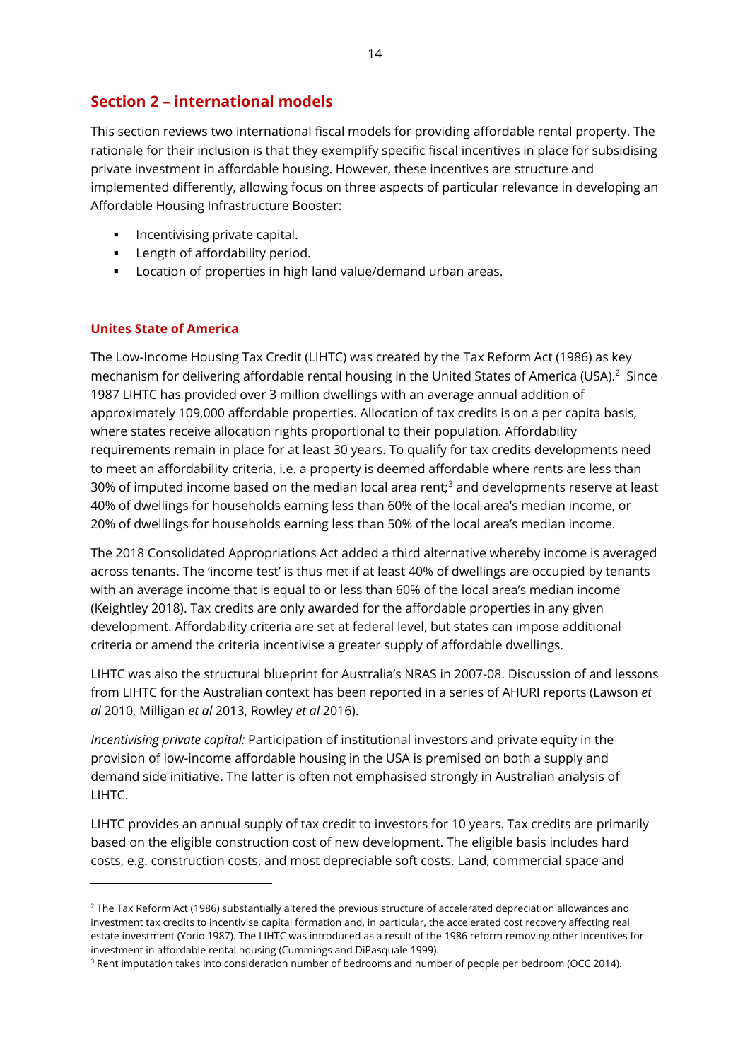## Section 2 – international models

This section reviews two international fiscal models for providing affordable rental property. The rationale for their inclusion is that they exemplify specific fiscal incentives in place for subsidising private investment in affordable housing. However, these incentives are structure and implemented differently, allowing focus on three aspects of particular relevance in developing an Affordable Housing Infrastructure Booster:

- Incentivising private capital.
- Length of affordability period.
- Location of properties in high land value/demand urban areas.

### Unites State of America

The Low-Income Housing Tax Credit (LIHTC) was created by the Tax Reform Act (1986) as key mechanism for delivering affordable rental housing in the United States of America (USA).[2] Since 1987 LIHTC has provided over 3 million dwellings with an average annual addition of approximately 109,000 affordable properties. Allocation of tax credits is on a per capita basis, where states receive allocation rights proportional to their population. Affordability requirements remain in place for at least 30 years. To qualify for tax credits developments need to meet an affordability criteria, i.e. a property is deemed affordable where rents are less than 30% of imputed income based on the median local area rent;[3] and developments reserve at least 40% of dwellings for households earning less than 60% of the local area's median income, or 20% of dwellings for households earning less than 50% of the local area's median income.

The 2018 Consolidated Appropriations Act added a third alternative whereby income is averaged across tenants. The 'income test' is thus met if at least 40% of dwellings are occupied by tenants with an average income that is equal to or less than 60% of the local area's median income (Keightley 2018). Tax credits are only awarded for the affordable properties in any given development. Affordability criteria are set at federal level, but states can impose additional criteria or amend the criteria incentivise a greater supply of affordable dwellings.

LIHTC was also the structural blueprint for Australia's NRAS in 2007-08. Discussion of and lessons from LIHTC for the Australian context has been reported in a series of AHURI reports (Lawson *et al* 2010, Milligan *et al* 2013, Rowley *et al* 2016).

*Incentivising private capital:* Participation of institutional investors and private equity in the provision of low-income affordable housing in the USA is premised on both a supply and demand side initiative. The latter is often not emphasised strongly in Australian analysis of LIHTC.

LIHTC provides an annual supply of tax credit to investors for 10 years. Tax credits are primarily based on the eligible construction cost of new development. The eligible basis includes hard costs, e.g. construction costs, and most depreciable soft costs. Land, commercial space and

---

[2] The Tax Reform Act (1986) substantially altered the previous structure of accelerated depreciation allowances and investment tax credits to incentivise capital formation and, in particular, the accelerated cost recovery affecting real estate investment (Yorio 1987). The LIHTC was introduced as a result of the 1986 reform removing other incentives for investment in affordable rental housing (Cummings and DiPasquale 1999).

[3] Rent imputation takes into consideration number of bedrooms and number of people per bedroom (OCC 2014).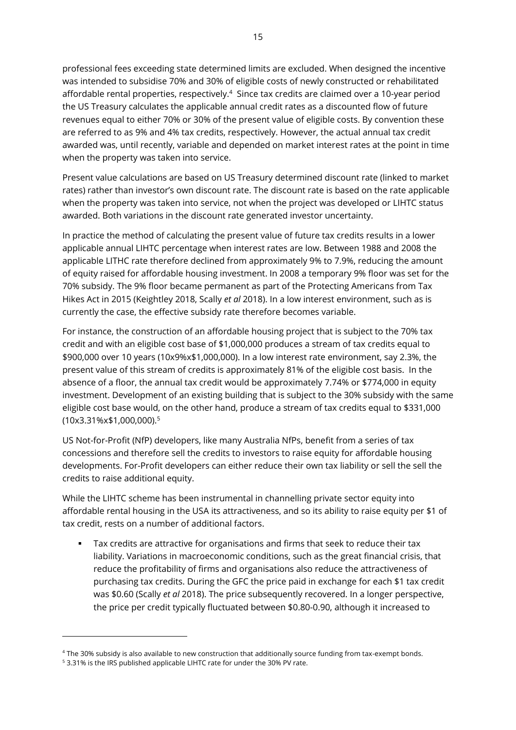professional fees exceeding state determined limits are excluded. When designed the incentive was intended to subsidise 70% and 30% of eligible costs of newly constructed or rehabilitated affordable rental properties, respectively.[4] Since tax credits are claimed over a 10-year period the US Treasury calculates the applicable annual credit rates as a discounted flow of future revenues equal to either 70% or 30% of the present value of eligible costs. By convention these are referred to as 9% and 4% tax credits, respectively. However, the actual annual tax credit awarded was, until recently, variable and depended on market interest rates at the point in time when the property was taken into service.

Present value calculations are based on US Treasury determined discount rate (linked to market rates) rather than investor's own discount rate. The discount rate is based on the rate applicable when the property was taken into service, not when the project was developed or LIHTC status awarded. Both variations in the discount rate generated investor uncertainty.

In practice the method of calculating the present value of future tax credits results in a lower applicable annual LIHTC percentage when interest rates are low. Between 1988 and 2008 the applicable LITHC rate therefore declined from approximately 9% to 7.9%, reducing the amount of equity raised for affordable housing investment. In 2008 a temporary 9% floor was set for the 70% subsidy. The 9% floor became permanent as part of the Protecting Americans from Tax Hikes Act in 2015 (Keightley 2018, Scally *et al* 2018). In a low interest environment, such as is currently the case, the effective subsidy rate therefore becomes variable.

For instance, the construction of an affordable housing project that is subject to the 70% tax credit and with an eligible cost base of $1,000,000 produces a stream of tax credits equal to $900,000 over 10 years (10x9%x$1,000,000). In a low interest rate environment, say 2.3%, the present value of this stream of credits is approximately 81% of the eligible cost basis. In the absence of a floor, the annual tax credit would be approximately 7.74% or $774,000 in equity investment. Development of an existing building that is subject to the 30% subsidy with the same eligible cost base would, on the other hand, produce a stream of tax credits equal to $331,000 (10x3.31%x$1,000,000).[5]

US Not-for-Profit (NfP) developers, like many Australia NfPs, benefit from a series of tax concessions and therefore sell the credits to investors to raise equity for affordable housing developments. For-Profit developers can either reduce their own tax liability or sell the sell the credits to raise additional equity.

While the LIHTC scheme has been instrumental in channelling private sector equity into affordable rental housing in the USA its attractiveness, and so its ability to raise equity per $1 of tax credit, rests on a number of additional factors.

- Tax credits are attractive for organisations and firms that seek to reduce their tax liability. Variations in macroeconomic conditions, such as the great financial crisis, that reduce the profitability of firms and organisations also reduce the attractiveness of purchasing tax credits. During the GFC the price paid in exchange for each $1 tax credit was $0.60 (Scally *et al* 2018). The price subsequently recovered. In a longer perspective, the price per credit typically fluctuated between $0.80-0.90, although it increased to

---

[4] The 30% subsidy is also available to new construction that additionally source funding from tax-exempt bonds.

[5] 3.31% is the IRS published applicable LIHTC rate for under the 30% PV rate.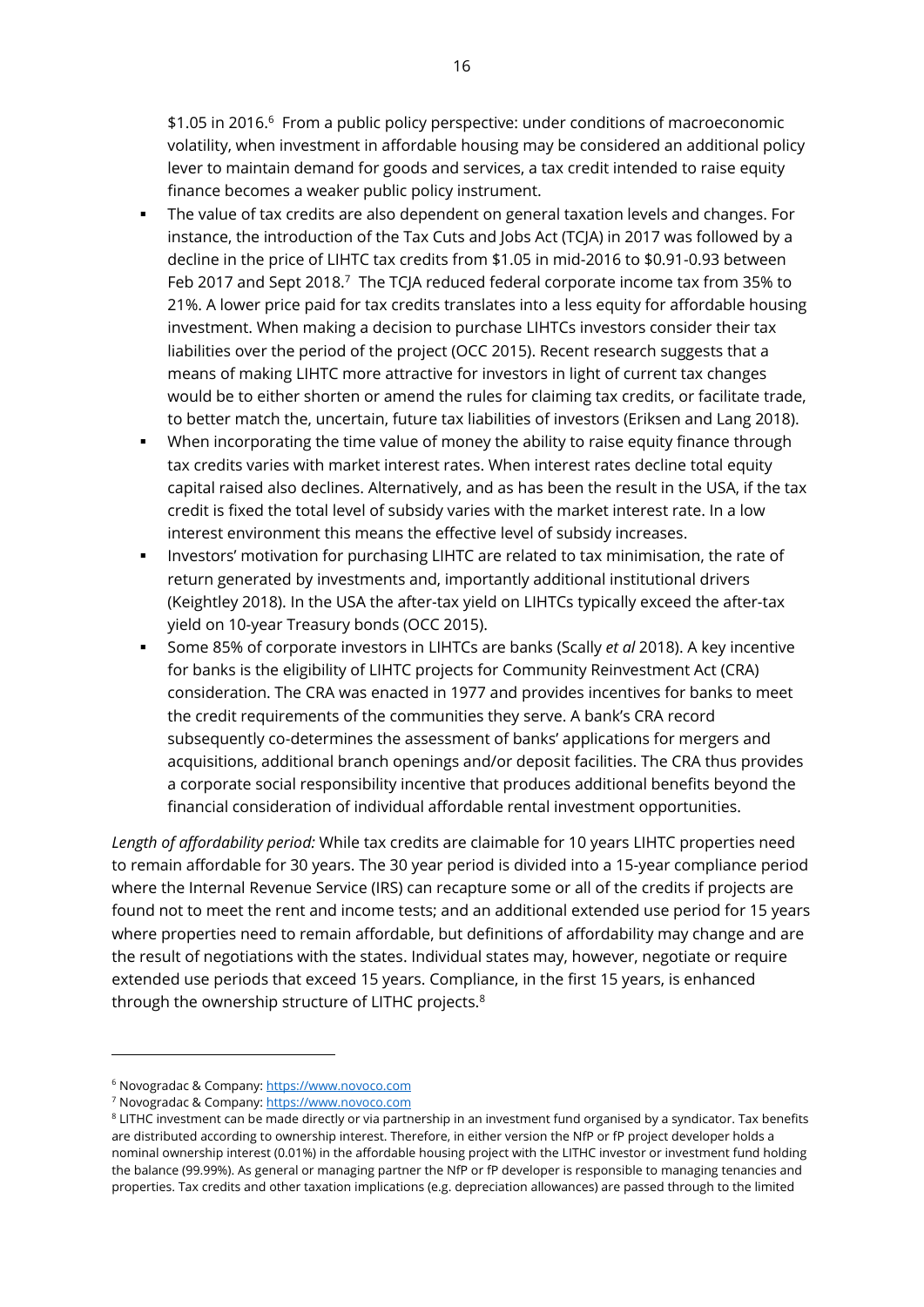$1.05 in 2016.[6] From a public policy perspective: under conditions of macroeconomic volatility, when investment in affordable housing may be considered an additional policy lever to maintain demand for goods and services, a tax credit intended to raise equity finance becomes a weaker public policy instrument.

- The value of tax credits are also dependent on general taxation levels and changes. For instance, the introduction of the Tax Cuts and Jobs Act (TCJA) in 2017 was followed by a decline in the price of LIHTC tax credits from $1.05 in mid-2016 to $0.91-0.93 between Feb 2017 and Sept 2018.[7] The TCJA reduced federal corporate income tax from 35% to 21%. A lower price paid for tax credits translates into a less equity for affordable housing investment. When making a decision to purchase LIHTCs investors consider their tax liabilities over the period of the project (OCC 2015). Recent research suggests that a means of making LIHTC more attractive for investors in light of current tax changes would be to either shorten or amend the rules for claiming tax credits, or facilitate trade, to better match the, uncertain, future tax liabilities of investors (Eriksen and Lang 2018).
- When incorporating the time value of money the ability to raise equity finance through tax credits varies with market interest rates. When interest rates decline total equity capital raised also declines. Alternatively, and as has been the result in the USA, if the tax credit is fixed the total level of subsidy varies with the market interest rate. In a low interest environment this means the effective level of subsidy increases.
- Investors' motivation for purchasing LIHTC are related to tax minimisation, the rate of return generated by investments and, importantly additional institutional drivers (Keightley 2018). In the USA the after-tax yield on LIHTCs typically exceed the after-tax yield on 10-year Treasury bonds (OCC 2015).
- Some 85% of corporate investors in LIHTCs are banks (Scally *et al* 2018). A key incentive for banks is the eligibility of LIHTC projects for Community Reinvestment Act (CRA) consideration. The CRA was enacted in 1977 and provides incentives for banks to meet the credit requirements of the communities they serve. A bank's CRA record subsequently co-determines the assessment of banks' applications for mergers and acquisitions, additional branch openings and/or deposit facilities. The CRA thus provides a corporate social responsibility incentive that produces additional benefits beyond the financial consideration of individual affordable rental investment opportunities.

*Length of affordability period:* While tax credits are claimable for 10 years LIHTC properties need to remain affordable for 30 years. The 30 year period is divided into a 15-year compliance period where the Internal Revenue Service (IRS) can recapture some or all of the credits if projects are found not to meet the rent and income tests; and an additional extended use period for 15 years where properties need to remain affordable, but definitions of affordability may change and are the result of negotiations with the states. Individual states may, however, negotiate or require extended use periods that exceed 15 years. Compliance, in the first 15 years, is enhanced through the ownership structure of LITHC projects.[8]

---

[6] Novogradac & Company: https://www.novoco.com

[7] Novogradac & Company: https://www.novoco.com

[8] LITHC investment can be made directly or via partnership in an investment fund organised by a syndicator. Tax benefits are distributed according to ownership interest. Therefore, in either version the NfP or fP project developer holds a nominal ownership interest (0.01%) in the affordable housing project with the LITHC investor or investment fund holding the balance (99.99%). As general or managing partner the NfP or fP developer is responsible to managing tenancies and properties. Tax credits and other taxation implications (e.g. depreciation allowances) are passed through to the limited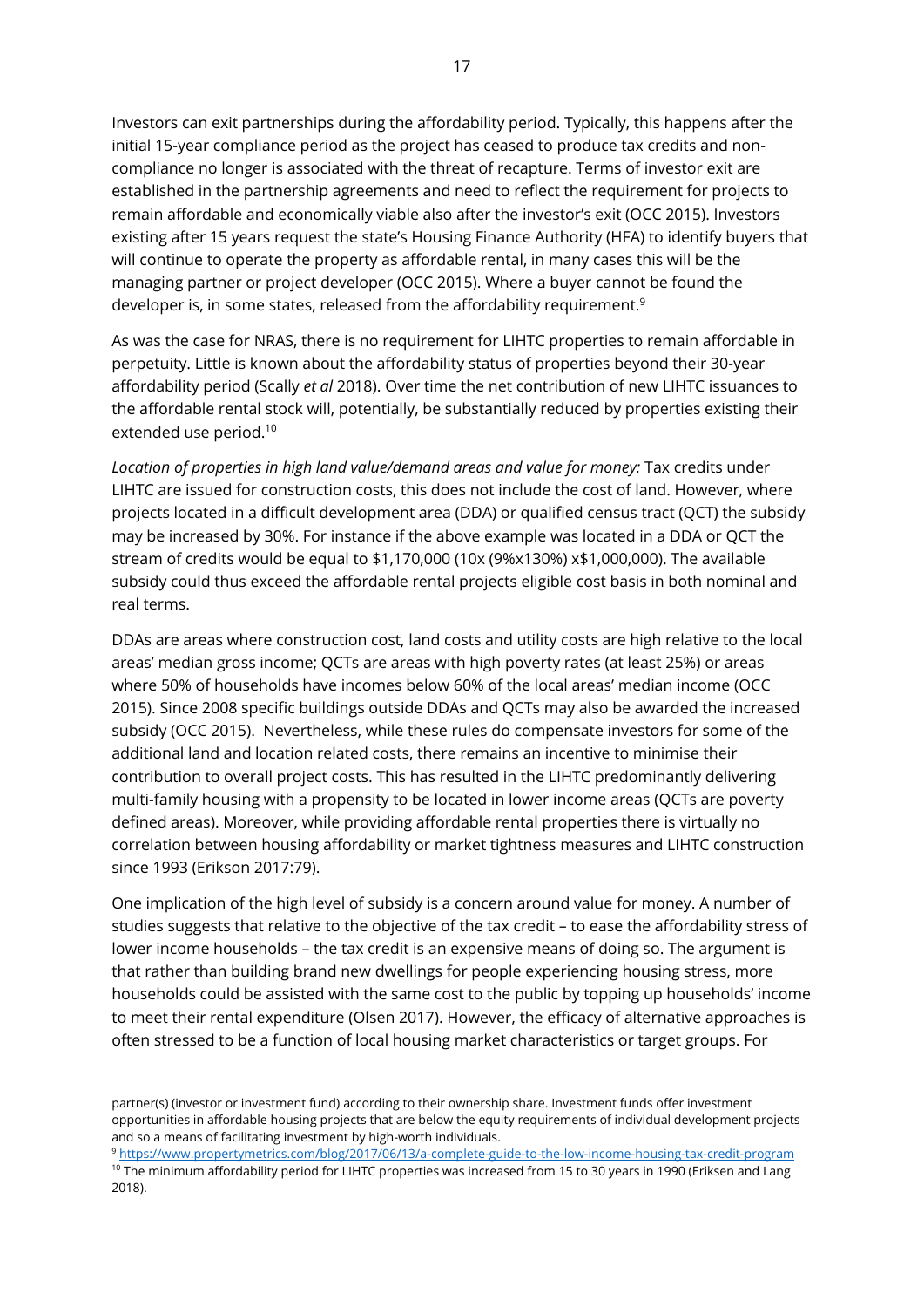Investors can exit partnerships during the affordability period. Typically, this happens after the initial 15-year compliance period as the project has ceased to produce tax credits and non-compliance no longer is associated with the threat of recapture. Terms of investor exit are established in the partnership agreements and need to reflect the requirement for projects to remain affordable and economically viable also after the investor's exit (OCC 2015). Investors existing after 15 years request the state's Housing Finance Authority (HFA) to identify buyers that will continue to operate the property as affordable rental, in many cases this will be the managing partner or project developer (OCC 2015). Where a buyer cannot be found the developer is, in some states, released from the affordability requirement.[9]

As was the case for NRAS, there is no requirement for LIHTC properties to remain affordable in perpetuity. Little is known about the affordability status of properties beyond their 30-year affordability period (Scally *et al* 2018). Over time the net contribution of new LIHTC issuances to the affordable rental stock will, potentially, be substantially reduced by properties existing their extended use period.[10]

*Location of properties in high land value/demand areas and value for money:* Tax credits under LIHTC are issued for construction costs, this does not include the cost of land. However, where projects located in a difficult development area (DDA) or qualified census tract (QCT) the subsidy may be increased by 30%. For instance if the above example was located in a DDA or QCT the stream of credits would be equal to $1,170,000 (10x (9%x130%) x$1,000,000). The available subsidy could thus exceed the affordable rental projects eligible cost basis in both nominal and real terms.

DDAs are areas where construction cost, land costs and utility costs are high relative to the local areas' median gross income; QCTs are areas with high poverty rates (at least 25%) or areas where 50% of households have incomes below 60% of the local areas' median income (OCC 2015). Since 2008 specific buildings outside DDAs and QCTs may also be awarded the increased subsidy (OCC 2015). Nevertheless, while these rules do compensate investors for some of the additional land and location related costs, there remains an incentive to minimise their contribution to overall project costs. This has resulted in the LIHTC predominantly delivering multi-family housing with a propensity to be located in lower income areas (QCTs are poverty defined areas). Moreover, while providing affordable rental properties there is virtually no correlation between housing affordability or market tightness measures and LIHTC construction since 1993 (Erikson 2017:79).

One implication of the high level of subsidy is a concern around value for money. A number of studies suggests that relative to the objective of the tax credit – to ease the affordability stress of lower income households – the tax credit is an expensive means of doing so. The argument is that rather than building brand new dwellings for people experiencing housing stress, more households could be assisted with the same cost to the public by topping up households' income to meet their rental expenditure (Olsen 2017). However, the efficacy of alternative approaches is often stressed to be a function of local housing market characteristics or target groups. For

---

partner(s) (investor or investment fund) according to their ownership share. Investment funds offer investment opportunities in affordable housing projects that are below the equity requirements of individual development projects and so a means of facilitating investment by high-worth individuals.

[9] https://www.propertymetrics.com/blog/2017/06/13/a-complete-guide-to-the-low-income-housing-tax-credit-program

[10] The minimum affordability period for LIHTC properties was increased from 15 to 30 years in 1990 (Eriksen and Lang 2018).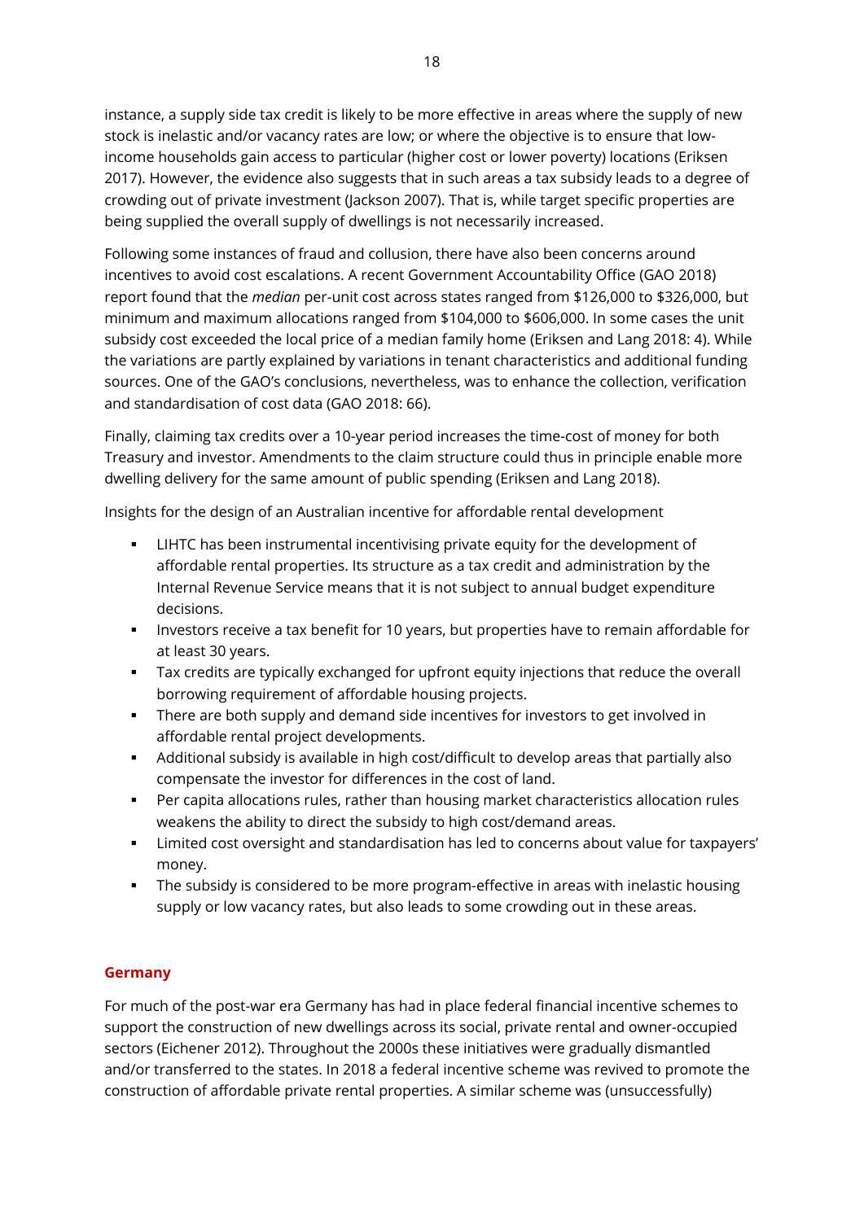instance, a supply side tax credit is likely to be more effective in areas where the supply of new stock is inelastic and/or vacancy rates are low; or where the objective is to ensure that low-income households gain access to particular (higher cost or lower poverty) locations (Eriksen 2017). However, the evidence also suggests that in such areas a tax subsidy leads to a degree of crowding out of private investment (Jackson 2007). That is, while target specific properties are being supplied the overall supply of dwellings is not necessarily increased.

Following some instances of fraud and collusion, there have also been concerns around incentives to avoid cost escalations. A recent Government Accountability Office (GAO 2018) report found that the *median* per-unit cost across states ranged from $126,000 to $326,000, but minimum and maximum allocations ranged from $104,000 to $606,000. In some cases the unit subsidy cost exceeded the local price of a median family home (Eriksen and Lang 2018: 4). While the variations are partly explained by variations in tenant characteristics and additional funding sources. One of the GAO's conclusions, nevertheless, was to enhance the collection, verification and standardisation of cost data (GAO 2018: 66).

Finally, claiming tax credits over a 10-year period increases the time-cost of money for both Treasury and investor. Amendments to the claim structure could thus in principle enable more dwelling delivery for the same amount of public spending (Eriksen and Lang 2018).

Insights for the design of an Australian incentive for affordable rental development

- LIHTC has been instrumental incentivising private equity for the development of affordable rental properties. Its structure as a tax credit and administration by the Internal Revenue Service means that it is not subject to annual budget expenditure decisions.
- Investors receive a tax benefit for 10 years, but properties have to remain affordable for at least 30 years.
- Tax credits are typically exchanged for upfront equity injections that reduce the overall borrowing requirement of affordable housing projects.
- There are both supply and demand side incentives for investors to get involved in affordable rental project developments.
- Additional subsidy is available in high cost/difficult to develop areas that partially also compensate the investor for differences in the cost of land.
- Per capita allocations rules, rather than housing market characteristics allocation rules weakens the ability to direct the subsidy to high cost/demand areas.
- Limited cost oversight and standardisation has led to concerns about value for taxpayers' money.
- The subsidy is considered to be more program-effective in areas with inelastic housing supply or low vacancy rates, but also leads to some crowding out in these areas.

## Germany

For much of the post-war era Germany has had in place federal financial incentive schemes to support the construction of new dwellings across its social, private rental and owner-occupied sectors (Eichener 2012). Throughout the 2000s these initiatives were gradually dismantled and/or transferred to the states. In 2018 a federal incentive scheme was revived to promote the construction of affordable private rental properties. A similar scheme was (unsuccessfully)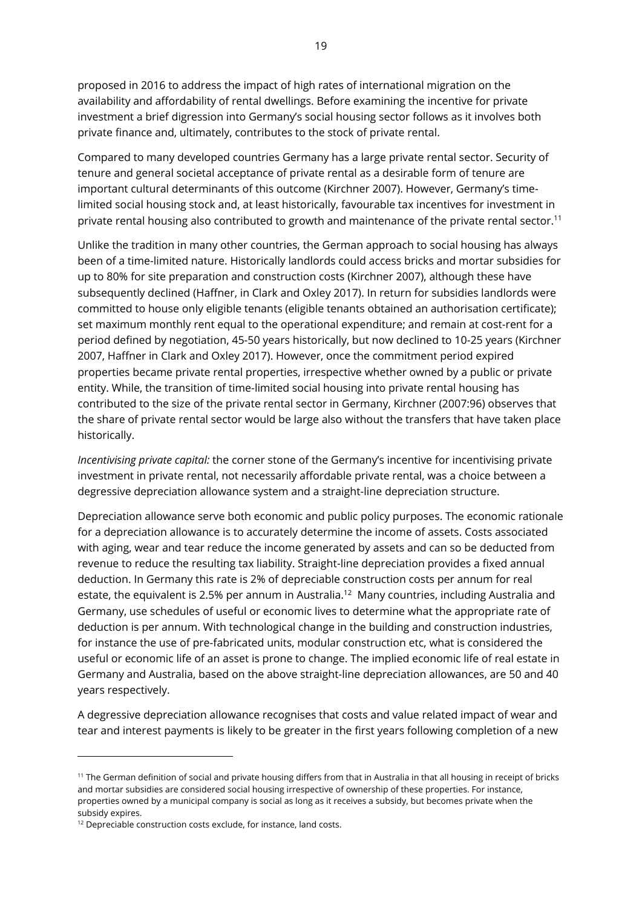proposed in 2016 to address the impact of high rates of international migration on the availability and affordability of rental dwellings. Before examining the incentive for private investment a brief digression into Germany's social housing sector follows as it involves both private finance and, ultimately, contributes to the stock of private rental.

Compared to many developed countries Germany has a large private rental sector. Security of tenure and general societal acceptance of private rental as a desirable form of tenure are important cultural determinants of this outcome (Kirchner 2007). However, Germany's time-limited social housing stock and, at least historically, favourable tax incentives for investment in private rental housing also contributed to growth and maintenance of the private rental sector.[11]

Unlike the tradition in many other countries, the German approach to social housing has always been of a time-limited nature. Historically landlords could access bricks and mortar subsidies for up to 80% for site preparation and construction costs (Kirchner 2007), although these have subsequently declined (Haffner, in Clark and Oxley 2017). In return for subsidies landlords were committed to house only eligible tenants (eligible tenants obtained an authorisation certificate); set maximum monthly rent equal to the operational expenditure; and remain at cost-rent for a period defined by negotiation, 45-50 years historically, but now declined to 10-25 years (Kirchner 2007, Haffner in Clark and Oxley 2017). However, once the commitment period expired properties became private rental properties, irrespective whether owned by a public or private entity. While, the transition of time-limited social housing into private rental housing has contributed to the size of the private rental sector in Germany, Kirchner (2007:96) observes that the share of private rental sector would be large also without the transfers that have taken place historically.

*Incentivising private capital:* the corner stone of the Germany's incentive for incentivising private investment in private rental, not necessarily affordable private rental, was a choice between a degressive depreciation allowance system and a straight-line depreciation structure.

Depreciation allowance serve both economic and public policy purposes. The economic rationale for a depreciation allowance is to accurately determine the income of assets. Costs associated with aging, wear and tear reduce the income generated by assets and can so be deducted from revenue to reduce the resulting tax liability. Straight-line depreciation provides a fixed annual deduction. In Germany this rate is 2% of depreciable construction costs per annum for real estate, the equivalent is 2.5% per annum in Australia.[12] Many countries, including Australia and Germany, use schedules of useful or economic lives to determine what the appropriate rate of deduction is per annum. With technological change in the building and construction industries, for instance the use of pre-fabricated units, modular construction etc, what is considered the useful or economic life of an asset is prone to change. The implied economic life of real estate in Germany and Australia, based on the above straight-line depreciation allowances, are 50 and 40 years respectively.

A degressive depreciation allowance recognises that costs and value related impact of wear and tear and interest payments is likely to be greater in the first years following completion of a new

---

[11] The German definition of social and private housing differs from that in Australia in that all housing in receipt of bricks and mortar subsidies are considered social housing irrespective of ownership of these properties. For instance, properties owned by a municipal company is social as long as it receives a subsidy, but becomes private when the subsidy expires.

[12] Depreciable construction costs exclude, for instance, land costs.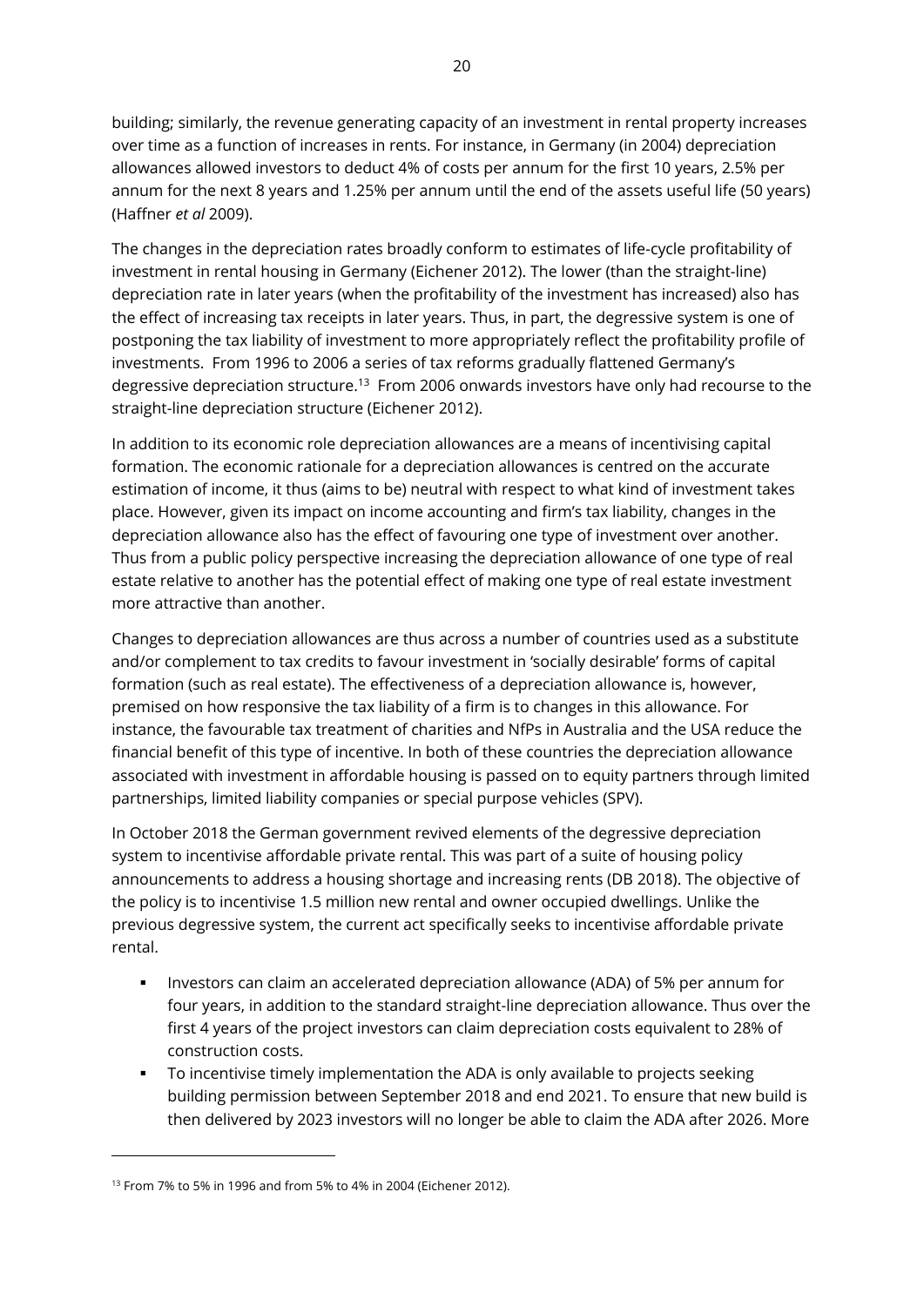building; similarly, the revenue generating capacity of an investment in rental property increases over time as a function of increases in rents. For instance, in Germany (in 2004) depreciation allowances allowed investors to deduct 4% of costs per annum for the first 10 years, 2.5% per annum for the next 8 years and 1.25% per annum until the end of the assets useful life (50 years) (Haffner *et al* 2009).

The changes in the depreciation rates broadly conform to estimates of life-cycle profitability of investment in rental housing in Germany (Eichener 2012). The lower (than the straight-line) depreciation rate in later years (when the profitability of the investment has increased) also has the effect of increasing tax receipts in later years. Thus, in part, the degressive system is one of postponing the tax liability of investment to more appropriately reflect the profitability profile of investments. From 1996 to 2006 a series of tax reforms gradually flattened Germany's degressive depreciation structure.[13] From 2006 onwards investors have only had recourse to the straight-line depreciation structure (Eichener 2012).

In addition to its economic role depreciation allowances are a means of incentivising capital formation. The economic rationale for a depreciation allowances is centred on the accurate estimation of income, it thus (aims to be) neutral with respect to what kind of investment takes place. However, given its impact on income accounting and firm's tax liability, changes in the depreciation allowance also has the effect of favouring one type of investment over another. Thus from a public policy perspective increasing the depreciation allowance of one type of real estate relative to another has the potential effect of making one type of real estate investment more attractive than another.

Changes to depreciation allowances are thus across a number of countries used as a substitute and/or complement to tax credits to favour investment in 'socially desirable' forms of capital formation (such as real estate). The effectiveness of a depreciation allowance is, however, premised on how responsive the tax liability of a firm is to changes in this allowance. For instance, the favourable tax treatment of charities and NfPs in Australia and the USA reduce the financial benefit of this type of incentive. In both of these countries the depreciation allowance associated with investment in affordable housing is passed on to equity partners through limited partnerships, limited liability companies or special purpose vehicles (SPV).

In October 2018 the German government revived elements of the degressive depreciation system to incentivise affordable private rental. This was part of a suite of housing policy announcements to address a housing shortage and increasing rents (DB 2018). The objective of the policy is to incentivise 1.5 million new rental and owner occupied dwellings. Unlike the previous degressive system, the current act specifically seeks to incentivise affordable private rental.

- Investors can claim an accelerated depreciation allowance (ADA) of 5% per annum for four years, in addition to the standard straight-line depreciation allowance. Thus over the first 4 years of the project investors can claim depreciation costs equivalent to 28% of construction costs.
- To incentivise timely implementation the ADA is only available to projects seeking building permission between September 2018 and end 2021. To ensure that new build is then delivered by 2023 investors will no longer be able to claim the ADA after 2026. More

[13] From 7% to 5% in 1996 and from 5% to 4% in 2004 (Eichener 2012).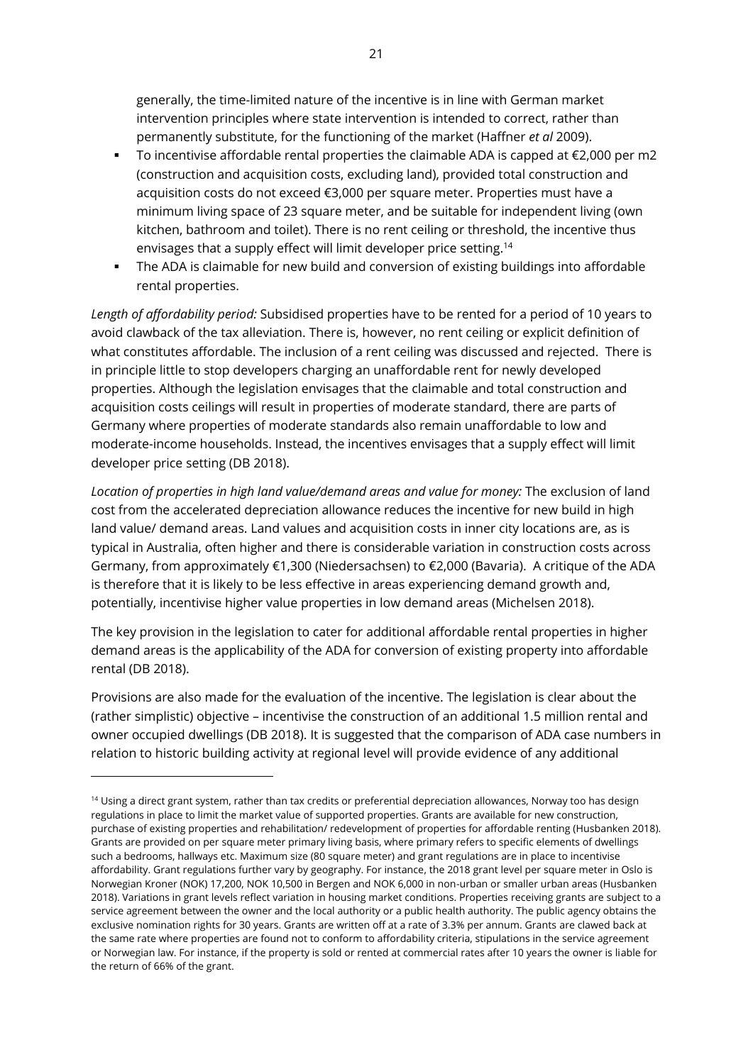generally, the time-limited nature of the incentive is in line with German market intervention principles where state intervention is intended to correct, rather than permanently substitute, for the functioning of the market (Haffner *et al* 2009).

- To incentivise affordable rental properties the claimable ADA is capped at €2,000 per m2 (construction and acquisition costs, excluding land), provided total construction and acquisition costs do not exceed €3,000 per square meter. Properties must have a minimum living space of 23 square meter, and be suitable for independent living (own kitchen, bathroom and toilet). There is no rent ceiling or threshold, the incentive thus envisages that a supply effect will limit developer price setting.[14]
- The ADA is claimable for new build and conversion of existing buildings into affordable rental properties.

*Length of affordability period:* Subsidised properties have to be rented for a period of 10 years to avoid clawback of the tax alleviation. There is, however, no rent ceiling or explicit definition of what constitutes affordable. The inclusion of a rent ceiling was discussed and rejected. There is in principle little to stop developers charging an unaffordable rent for newly developed properties. Although the legislation envisages that the claimable and total construction and acquisition costs ceilings will result in properties of moderate standard, there are parts of Germany where properties of moderate standards also remain unaffordable to low and moderate-income households. Instead, the incentives envisages that a supply effect will limit developer price setting (DB 2018).

*Location of properties in high land value/demand areas and value for money:* The exclusion of land cost from the accelerated depreciation allowance reduces the incentive for new build in high land value/ demand areas. Land values and acquisition costs in inner city locations are, as is typical in Australia, often higher and there is considerable variation in construction costs across Germany, from approximately €1,300 (Niedersachsen) to €2,000 (Bavaria). A critique of the ADA is therefore that it is likely to be less effective in areas experiencing demand growth and, potentially, incentivise higher value properties in low demand areas (Michelsen 2018).

The key provision in the legislation to cater for additional affordable rental properties in higher demand areas is the applicability of the ADA for conversion of existing property into affordable rental (DB 2018).

Provisions are also made for the evaluation of the incentive. The legislation is clear about the (rather simplistic) objective – incentivise the construction of an additional 1.5 million rental and owner occupied dwellings (DB 2018). It is suggested that the comparison of ADA case numbers in relation to historic building activity at regional level will provide evidence of any additional

---

[14] Using a direct grant system, rather than tax credits or preferential depreciation allowances, Norway too has design regulations in place to limit the market value of supported properties. Grants are available for new construction, purchase of existing properties and rehabilitation/ redevelopment of properties for affordable renting (Husbanken 2018). Grants are provided on per square meter primary living basis, where primary refers to specific elements of dwellings such a bedrooms, hallways etc. Maximum size (80 square meter) and grant regulations are in place to incentivise affordability. Grant regulations further vary by geography. For instance, the 2018 grant level per square meter in Oslo is Norwegian Kroner (NOK) 17,200, NOK 10,500 in Bergen and NOK 6,000 in non-urban or smaller urban areas (Husbanken 2018). Variations in grant levels reflect variation in housing market conditions. Properties receiving grants are subject to a service agreement between the owner and the local authority or a public health authority. The public agency obtains the exclusive nomination rights for 30 years. Grants are written off at a rate of 3.3% per annum. Grants are clawed back at the same rate where properties are found not to conform to affordability criteria, stipulations in the service agreement or Norwegian law. For instance, if the property is sold or rented at commercial rates after 10 years the owner is liable for the return of 66% of the grant.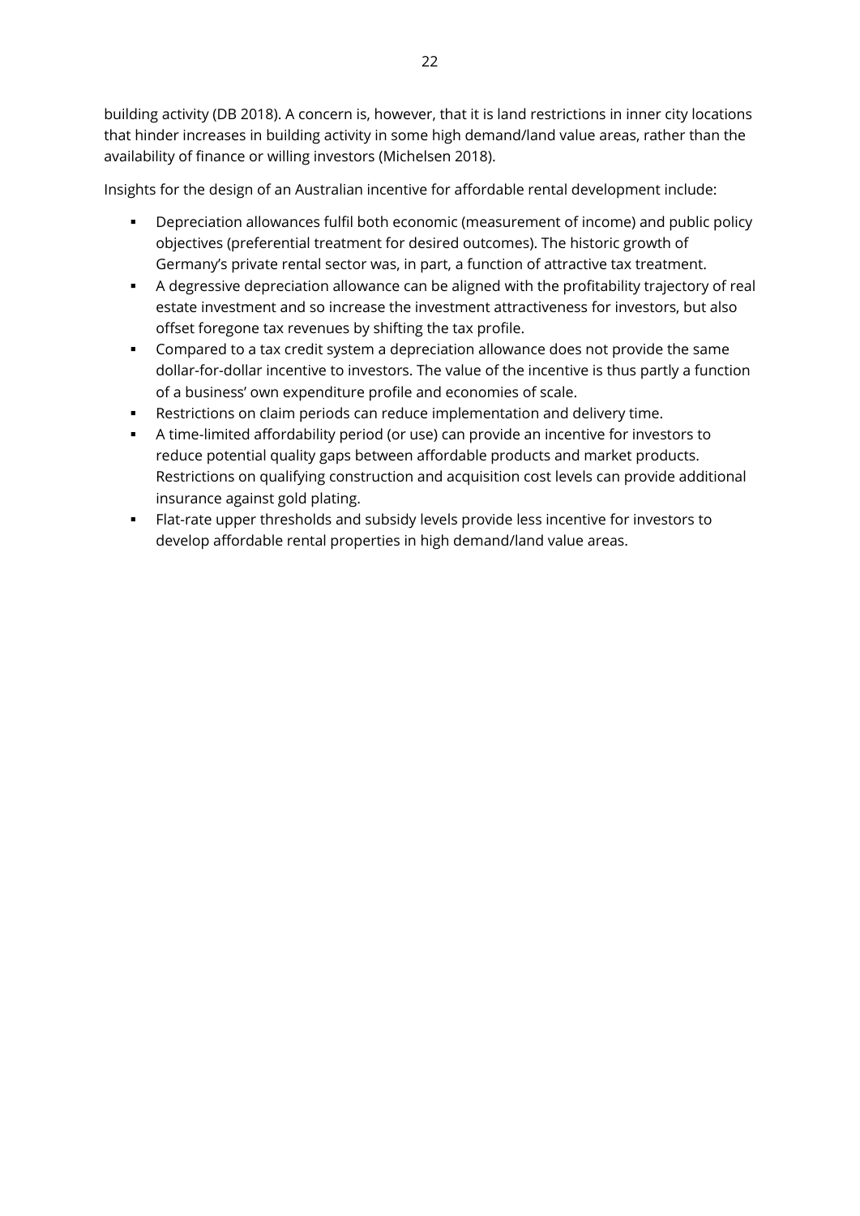building activity (DB 2018). A concern is, however, that it is land restrictions in inner city locations that hinder increases in building activity in some high demand/land value areas, rather than the availability of finance or willing investors (Michelsen 2018).

Insights for the design of an Australian incentive for affordable rental development include:

- Depreciation allowances fulfil both economic (measurement of income) and public policy objectives (preferential treatment for desired outcomes). The historic growth of Germany's private rental sector was, in part, a function of attractive tax treatment.
- A degressive depreciation allowance can be aligned with the profitability trajectory of real estate investment and so increase the investment attractiveness for investors, but also offset foregone tax revenues by shifting the tax profile.
- Compared to a tax credit system a depreciation allowance does not provide the same dollar-for-dollar incentive to investors. The value of the incentive is thus partly a function of a business' own expenditure profile and economies of scale.
- Restrictions on claim periods can reduce implementation and delivery time.
- A time-limited affordability period (or use) can provide an incentive for investors to reduce potential quality gaps between affordable products and market products. Restrictions on qualifying construction and acquisition cost levels can provide additional insurance against gold plating.
- Flat-rate upper thresholds and subsidy levels provide less incentive for investors to develop affordable rental properties in high demand/land value areas.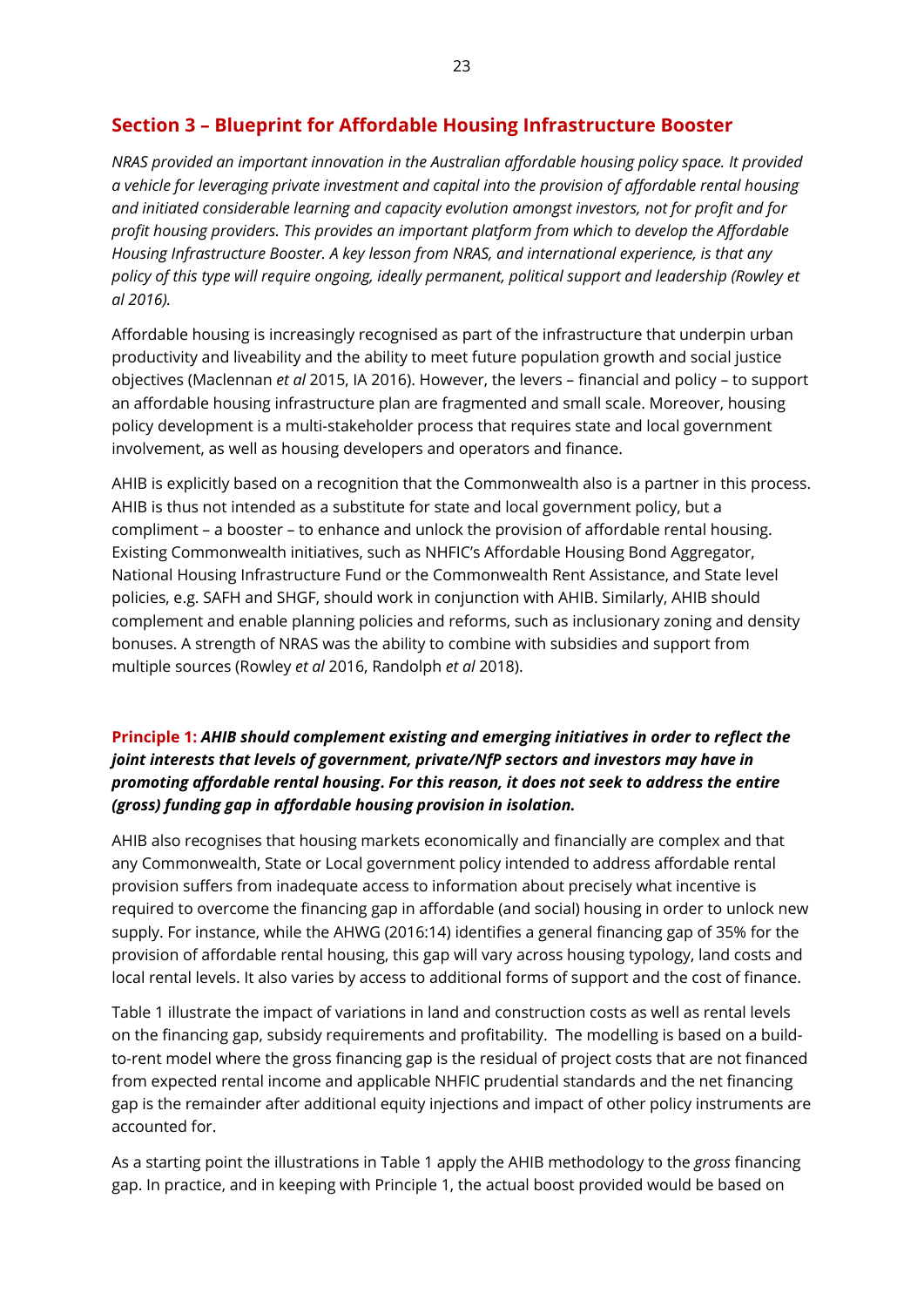## Section 3 – Blueprint for Affordable Housing Infrastructure Booster

*NRAS provided an important innovation in the Australian affordable housing policy space. It provided a vehicle for leveraging private investment and capital into the provision of affordable rental housing and initiated considerable learning and capacity evolution amongst investors, not for profit and for profit housing providers. This provides an important platform from which to develop the Affordable Housing Infrastructure Booster. A key lesson from NRAS, and international experience, is that any policy of this type will require ongoing, ideally permanent, political support and leadership (Rowley et al 2016).*

Affordable housing is increasingly recognised as part of the infrastructure that underpin urban productivity and liveability and the ability to meet future population growth and social justice objectives (Maclennan *et al* 2015, IA 2016). However, the levers – financial and policy – to support an affordable housing infrastructure plan are fragmented and small scale. Moreover, housing policy development is a multi-stakeholder process that requires state and local government involvement, as well as housing developers and operators and finance.

AHIB is explicitly based on a recognition that the Commonwealth also is a partner in this process. AHIB is thus not intended as a substitute for state and local government policy, but a compliment – a booster – to enhance and unlock the provision of affordable rental housing. Existing Commonwealth initiatives, such as NHFIC's Affordable Housing Bond Aggregator, National Housing Infrastructure Fund or the Commonwealth Rent Assistance, and State level policies, e.g. SAFH and SHGF, should work in conjunction with AHIB. Similarly, AHIB should complement and enable planning policies and reforms, such as inclusionary zoning and density bonuses. A strength of NRAS was the ability to combine with subsidies and support from multiple sources (Rowley *et al* 2016, Randolph *et al* 2018).

**Principle 1:** ***AHIB should complement existing and emerging initiatives in order to reflect the joint interests that levels of government, private/NfP sectors and investors may have in promoting affordable rental housing. For this reason, it does not seek to address the entire (gross) funding gap in affordable housing provision in isolation.***

AHIB also recognises that housing markets economically and financially are complex and that any Commonwealth, State or Local government policy intended to address affordable rental provision suffers from inadequate access to information about precisely what incentive is required to overcome the financing gap in affordable (and social) housing in order to unlock new supply. For instance, while the AHWG (2016:14) identifies a general financing gap of 35% for the provision of affordable rental housing, this gap will vary across housing typology, land costs and local rental levels. It also varies by access to additional forms of support and the cost of finance.

Table 1 illustrate the impact of variations in land and construction costs as well as rental levels on the financing gap, subsidy requirements and profitability. The modelling is based on a build-to-rent model where the gross financing gap is the residual of project costs that are not financed from expected rental income and applicable NHFIC prudential standards and the net financing gap is the remainder after additional equity injections and impact of other policy instruments are accounted for.

As a starting point the illustrations in Table 1 apply the AHIB methodology to the *gross* financing gap. In practice, and in keeping with Principle 1, the actual boost provided would be based on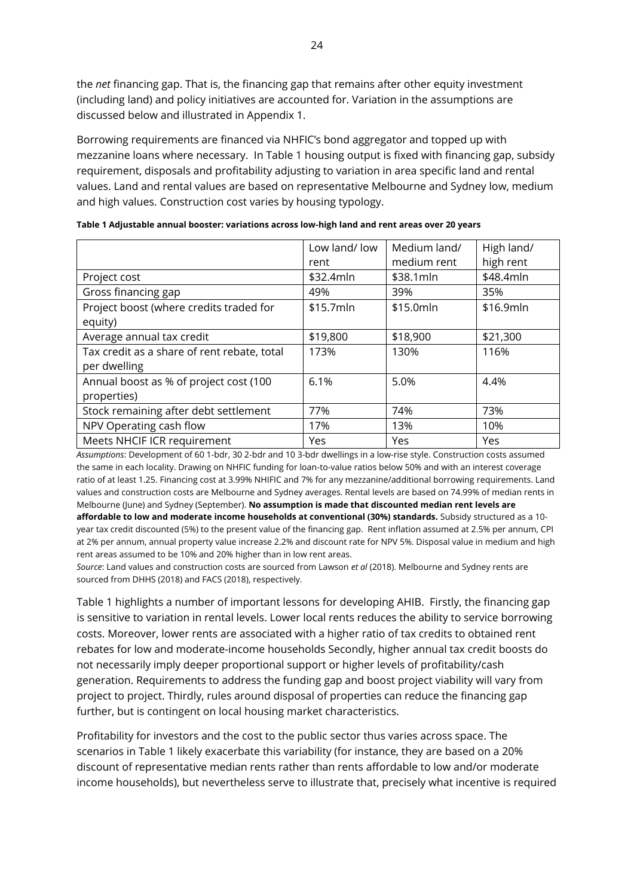the *net* financing gap. That is, the financing gap that remains after other equity investment (including land) and policy initiatives are accounted for. Variation in the assumptions are discussed below and illustrated in Appendix 1.

Borrowing requirements are financed via NHFIC's bond aggregator and topped up with mezzanine loans where necessary. In Table 1 housing output is fixed with financing gap, subsidy requirement, disposals and profitability adjusting to variation in area specific land and rental values. Land and rental values are based on representative Melbourne and Sydney low, medium and high values. Construction cost varies by housing typology.

**Table 1 Adjustable annual booster: variations across low-high land and rent areas over 20 years**

| | Low land/ low rent | Medium land/ medium rent | High land/ high rent |
|---|---|---|---|
| Project cost | $32.4mln | $38.1mln | $48.4mln |
| Gross financing gap | 49% | 39% | 35% |
| Project boost (where credits traded for equity) | $15.7mln | $15.0mln | $16.9mln |
| Average annual tax credit | $19,800 | $18,900 | $21,300 |
| Tax credit as a share of rent rebate, total per dwelling | 173% | 130% | 116% |
| Annual boost as % of project cost (100 properties) | 6.1% | 5.0% | 4.4% |
| Stock remaining after debt settlement | 77% | 74% | 73% |
| NPV Operating cash flow | 17% | 13% | 10% |
| Meets NHCIF ICR requirement | Yes | Yes | Yes |

*Assumptions*: Development of 60 1-bdr, 30 2-bdr and 10 3-bdr dwellings in a low-rise style. Construction costs assumed the same in each locality. Drawing on NHFIC funding for loan-to-value ratios below 50% and with an interest coverage ratio of at least 1.25. Financing cost at 3.99% NHIFIC and 7% for any mezzanine/additional borrowing requirements. Land values and construction costs are Melbourne and Sydney averages. Rental levels are based on 74.99% of median rents in Melbourne (June) and Sydney (September). **No assumption is made that discounted median rent levels are affordable to low and moderate income households at conventional (30%) standards.** Subsidy structured as a 10-year tax credit discounted (5%) to the present value of the financing gap. Rent inflation assumed at 2.5% per annum, CPI at 2% per annum, annual property value increase 2.2% and discount rate for NPV 5%. Disposal value in medium and high rent areas assumed to be 10% and 20% higher than in low rent areas.

*Source*: Land values and construction costs are sourced from Lawson *et al* (2018). Melbourne and Sydney rents are sourced from DHHS (2018) and FACS (2018), respectively.

Table 1 highlights a number of important lessons for developing AHIB. Firstly, the financing gap is sensitive to variation in rental levels. Lower local rents reduces the ability to service borrowing costs. Moreover, lower rents are associated with a higher ratio of tax credits to obtained rent rebates for low and moderate-income households Secondly, higher annual tax credit boosts do not necessarily imply deeper proportional support or higher levels of profitability/cash generation. Requirements to address the funding gap and boost project viability will vary from project to project. Thirdly, rules around disposal of properties can reduce the financing gap further, but is contingent on local housing market characteristics.

Profitability for investors and the cost to the public sector thus varies across space. The scenarios in Table 1 likely exacerbate this variability (for instance, they are based on a 20% discount of representative median rents rather than rents affordable to low and/or moderate income households), but nevertheless serve to illustrate that, precisely what incentive is required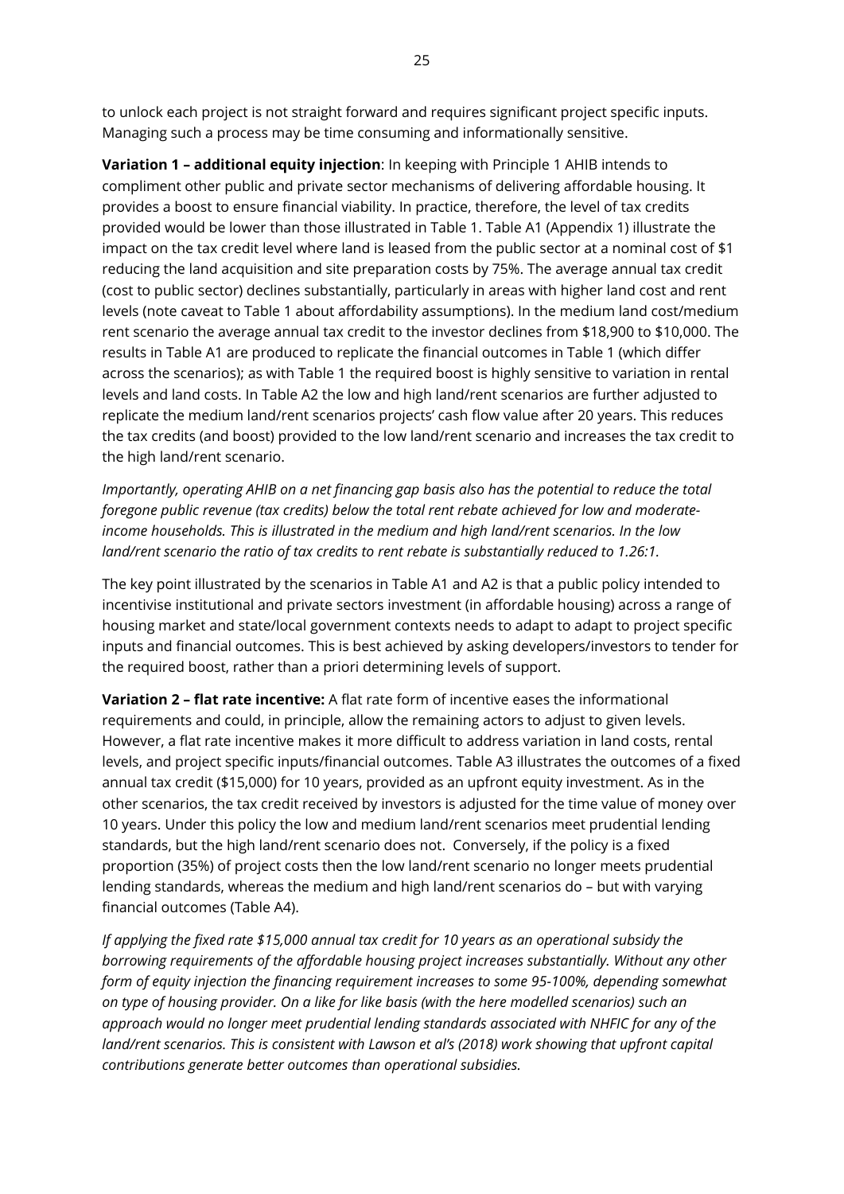to unlock each project is not straight forward and requires significant project specific inputs. Managing such a process may be time consuming and informationally sensitive.

**Variation 1 – additional equity injection**: In keeping with Principle 1 AHIB intends to compliment other public and private sector mechanisms of delivering affordable housing. It provides a boost to ensure financial viability. In practice, therefore, the level of tax credits provided would be lower than those illustrated in Table 1. Table A1 (Appendix 1) illustrate the impact on the tax credit level where land is leased from the public sector at a nominal cost of $1 reducing the land acquisition and site preparation costs by 75%. The average annual tax credit (cost to public sector) declines substantially, particularly in areas with higher land cost and rent levels (note caveat to Table 1 about affordability assumptions). In the medium land cost/medium rent scenario the average annual tax credit to the investor declines from $18,900 to $10,000. The results in Table A1 are produced to replicate the financial outcomes in Table 1 (which differ across the scenarios); as with Table 1 the required boost is highly sensitive to variation in rental levels and land costs. In Table A2 the low and high land/rent scenarios are further adjusted to replicate the medium land/rent scenarios projects' cash flow value after 20 years. This reduces the tax credits (and boost) provided to the low land/rent scenario and increases the tax credit to the high land/rent scenario.

*Importantly, operating AHIB on a net financing gap basis also has the potential to reduce the total foregone public revenue (tax credits) below the total rent rebate achieved for low and moderate-income households. This is illustrated in the medium and high land/rent scenarios. In the low land/rent scenario the ratio of tax credits to rent rebate is substantially reduced to 1.26:1.*

The key point illustrated by the scenarios in Table A1 and A2 is that a public policy intended to incentivise institutional and private sectors investment (in affordable housing) across a range of housing market and state/local government contexts needs to adapt to adapt to project specific inputs and financial outcomes. This is best achieved by asking developers/investors to tender for the required boost, rather than a priori determining levels of support.

**Variation 2 – flat rate incentive:** A flat rate form of incentive eases the informational requirements and could, in principle, allow the remaining actors to adjust to given levels. However, a flat rate incentive makes it more difficult to address variation in land costs, rental levels, and project specific inputs/financial outcomes. Table A3 illustrates the outcomes of a fixed annual tax credit ($15,000) for 10 years, provided as an upfront equity investment. As in the other scenarios, the tax credit received by investors is adjusted for the time value of money over 10 years. Under this policy the low and medium land/rent scenarios meet prudential lending standards, but the high land/rent scenario does not. Conversely, if the policy is a fixed proportion (35%) of project costs then the low land/rent scenario no longer meets prudential lending standards, whereas the medium and high land/rent scenarios do – but with varying financial outcomes (Table A4).

*If applying the fixed rate $15,000 annual tax credit for 10 years as an operational subsidy the borrowing requirements of the affordable housing project increases substantially. Without any other form of equity injection the financing requirement increases to some 95-100%, depending somewhat on type of housing provider. On a like for like basis (with the here modelled scenarios) such an approach would no longer meet prudential lending standards associated with NHFIC for any of the land/rent scenarios. This is consistent with Lawson et al's (2018) work showing that upfront capital contributions generate better outcomes than operational subsidies.*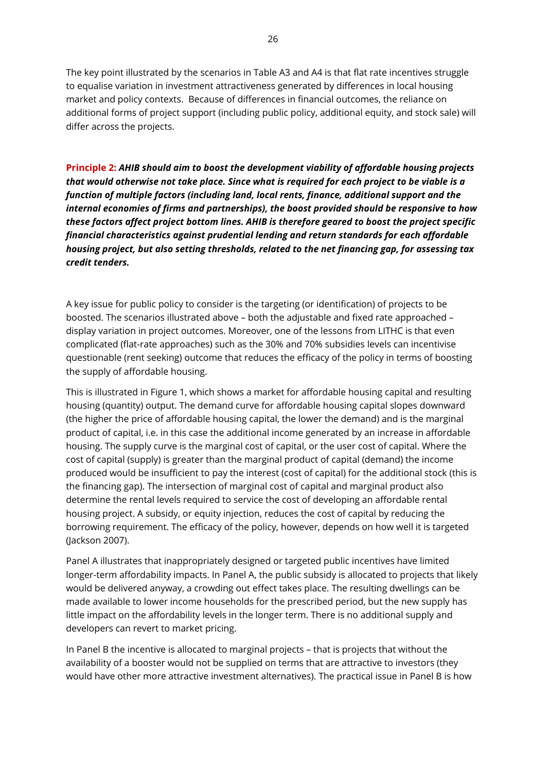The key point illustrated by the scenarios in Table A3 and A4 is that flat rate incentives struggle to equalise variation in investment attractiveness generated by differences in local housing market and policy contexts. Because of differences in financial outcomes, the reliance on additional forms of project support (including public policy, additional equity, and stock sale) will differ across the projects.

**Principle 2:** ***AHIB should aim to boost the development viability of affordable housing projects that would otherwise not take place. Since what is required for each project to be viable is a function of multiple factors (including land, local rents, finance, additional support and the internal economies of firms and partnerships), the boost provided should be responsive to how these factors affect project bottom lines. AHIB is therefore geared to boost the project specific financial characteristics against prudential lending and return standards for each affordable housing project, but also setting thresholds, related to the net financing gap, for assessing tax credit tenders.***

A key issue for public policy to consider is the targeting (or identification) of projects to be boosted. The scenarios illustrated above – both the adjustable and fixed rate approached – display variation in project outcomes. Moreover, one of the lessons from LITHC is that even complicated (flat-rate approaches) such as the 30% and 70% subsidies levels can incentivise questionable (rent seeking) outcome that reduces the efficacy of the policy in terms of boosting the supply of affordable housing.

This is illustrated in Figure 1, which shows a market for affordable housing capital and resulting housing (quantity) output. The demand curve for affordable housing capital slopes downward (the higher the price of affordable housing capital, the lower the demand) and is the marginal product of capital, i.e. in this case the additional income generated by an increase in affordable housing. The supply curve is the marginal cost of capital, or the user cost of capital. Where the cost of capital (supply) is greater than the marginal product of capital (demand) the income produced would be insufficient to pay the interest (cost of capital) for the additional stock (this is the financing gap). The intersection of marginal cost of capital and marginal product also determine the rental levels required to service the cost of developing an affordable rental housing project. A subsidy, or equity injection, reduces the cost of capital by reducing the borrowing requirement. The efficacy of the policy, however, depends on how well it is targeted (Jackson 2007).

Panel A illustrates that inappropriately designed or targeted public incentives have limited longer-term affordability impacts. In Panel A, the public subsidy is allocated to projects that likely would be delivered anyway, a crowding out effect takes place. The resulting dwellings can be made available to lower income households for the prescribed period, but the new supply has little impact on the affordability levels in the longer term. There is no additional supply and developers can revert to market pricing.

In Panel B the incentive is allocated to marginal projects – that is projects that without the availability of a booster would not be supplied on terms that are attractive to investors (they would have other more attractive investment alternatives). The practical issue in Panel B is how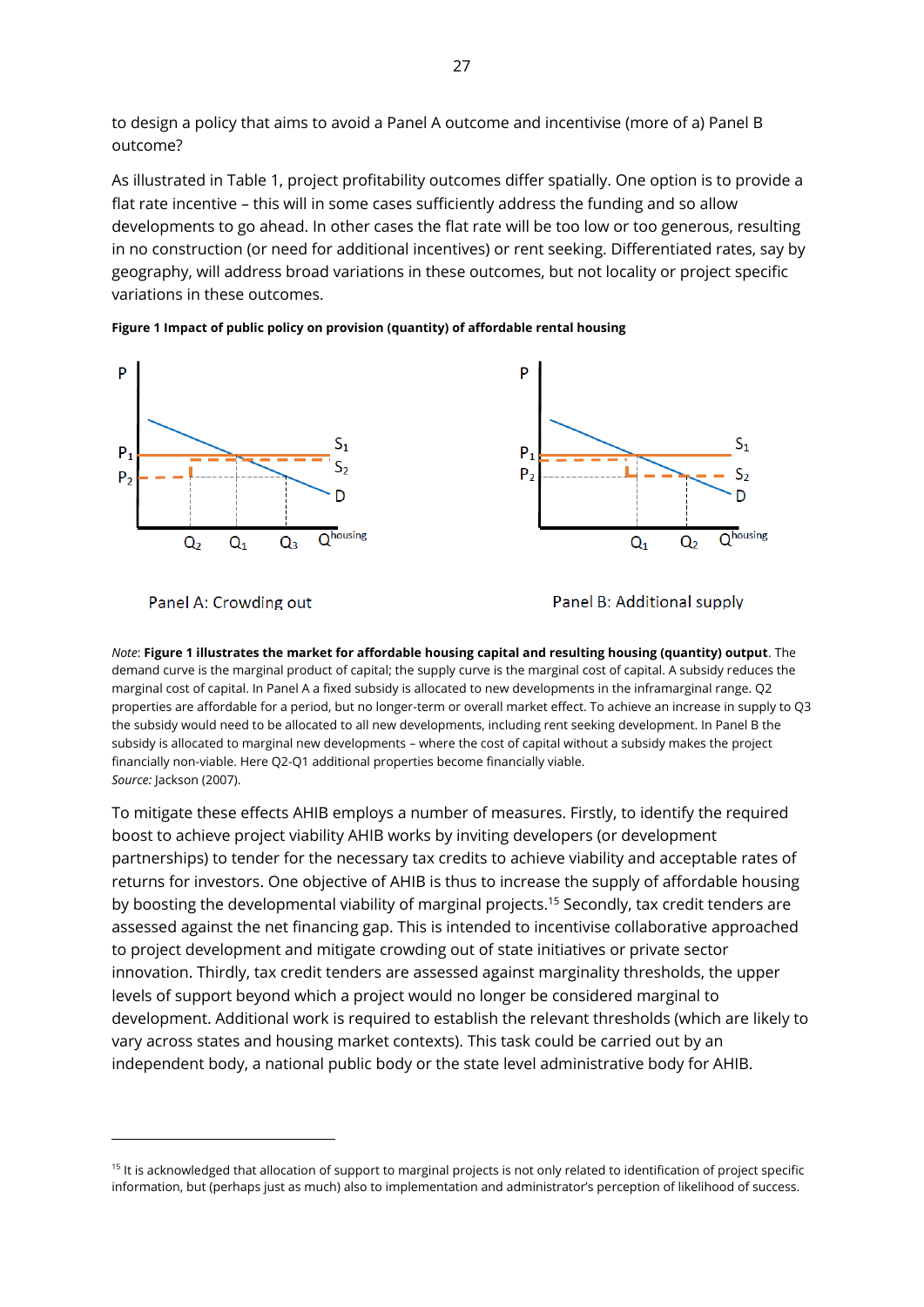to design a policy that aims to avoid a Panel A outcome and incentivise (more of a) Panel B outcome?

As illustrated in Table 1, project profitability outcomes differ spatially. One option is to provide a flat rate incentive – this will in some cases sufficiently address the funding and so allow developments to go ahead. In other cases the flat rate will be too low or too generous, resulting in no construction (or need for additional incentives) or rent seeking. Differentiated rates, say by geography, will address broad variations in these outcomes, but not locality or project specific variations in these outcomes.

**Figure 1 Impact of public policy on provision (quantity) of affordable rental housing**

Panel A: Crowding out

Panel B: Additional supply

*Note*: **Figure 1 illustrates the market for affordable housing capital and resulting housing (quantity) output**. The demand curve is the marginal product of capital; the supply curve is the marginal cost of capital. A subsidy reduces the marginal cost of capital. In Panel A a fixed subsidy is allocated to new developments in the inframarginal range. Q2 properties are affordable for a period, but no longer-term or overall market effect. To achieve an increase in supply to Q3 the subsidy would need to be allocated to all new developments, including rent seeking development. In Panel B the subsidy is allocated to marginal new developments – where the cost of capital without a subsidy makes the project financially non-viable. Here Q2-Q1 additional properties become financially viable.
*Source:* Jackson (2007).

To mitigate these effects AHIB employs a number of measures. Firstly, to identify the required boost to achieve project viability AHIB works by inviting developers (or development partnerships) to tender for the necessary tax credits to achieve viability and acceptable rates of returns for investors. One objective of AHIB is thus to increase the supply of affordable housing by boosting the developmental viability of marginal projects.[15] Secondly, tax credit tenders are assessed against the net financing gap. This is intended to incentivise collaborative approached to project development and mitigate crowding out of state initiatives or private sector innovation. Thirdly, tax credit tenders are assessed against marginality thresholds, the upper levels of support beyond which a project would no longer be considered marginal to development. Additional work is required to establish the relevant thresholds (which are likely to vary across states and housing market contexts). This task could be carried out by an independent body, a national public body or the state level administrative body for AHIB.

---

[15] It is acknowledged that allocation of support to marginal projects is not only related to identification of project specific information, but (perhaps just as much) also to implementation and administrator's perception of likelihood of success.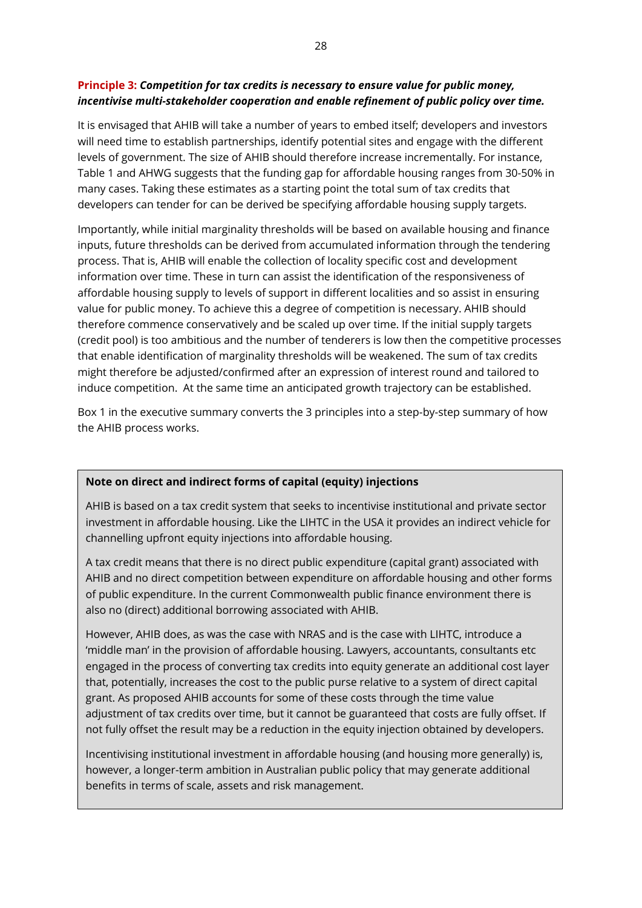**Principle 3:** ***Competition for tax credits is necessary to ensure value for public money, incentivise multi-stakeholder cooperation and enable refinement of public policy over time.***

It is envisaged that AHIB will take a number of years to embed itself; developers and investors will need time to establish partnerships, identify potential sites and engage with the different levels of government. The size of AHIB should therefore increase incrementally. For instance, Table 1 and AHWG suggests that the funding gap for affordable housing ranges from 30-50% in many cases. Taking these estimates as a starting point the total sum of tax credits that developers can tender for can be derived be specifying affordable housing supply targets.

Importantly, while initial marginality thresholds will be based on available housing and finance inputs, future thresholds can be derived from accumulated information through the tendering process. That is, AHIB will enable the collection of locality specific cost and development information over time. These in turn can assist the identification of the responsiveness of affordable housing supply to levels of support in different localities and so assist in ensuring value for public money. To achieve this a degree of competition is necessary. AHIB should therefore commence conservatively and be scaled up over time. If the initial supply targets (credit pool) is too ambitious and the number of tenderers is low then the competitive processes that enable identification of marginality thresholds will be weakened. The sum of tax credits might therefore be adjusted/confirmed after an expression of interest round and tailored to induce competition. At the same time an anticipated growth trajectory can be established.

Box 1 in the executive summary converts the 3 principles into a step-by-step summary of how the AHIB process works.

> **Note on direct and indirect forms of capital (equity) injections**
>
> AHIB is based on a tax credit system that seeks to incentivise institutional and private sector investment in affordable housing. Like the LIHTC in the USA it provides an indirect vehicle for channelling upfront equity injections into affordable housing.
>
> A tax credit means that there is no direct public expenditure (capital grant) associated with AHIB and no direct competition between expenditure on affordable housing and other forms of public expenditure. In the current Commonwealth public finance environment there is also no (direct) additional borrowing associated with AHIB.
>
> However, AHIB does, as was the case with NRAS and is the case with LIHTC, introduce a 'middle man' in the provision of affordable housing. Lawyers, accountants, consultants etc engaged in the process of converting tax credits into equity generate an additional cost layer that, potentially, increases the cost to the public purse relative to a system of direct capital grant. As proposed AHIB accounts for some of these costs through the time value adjustment of tax credits over time, but it cannot be guaranteed that costs are fully offset. If not fully offset the result may be a reduction in the equity injection obtained by developers.
>
> Incentivising institutional investment in affordable housing (and housing more generally) is, however, a longer-term ambition in Australian public policy that may generate additional benefits in terms of scale, assets and risk management.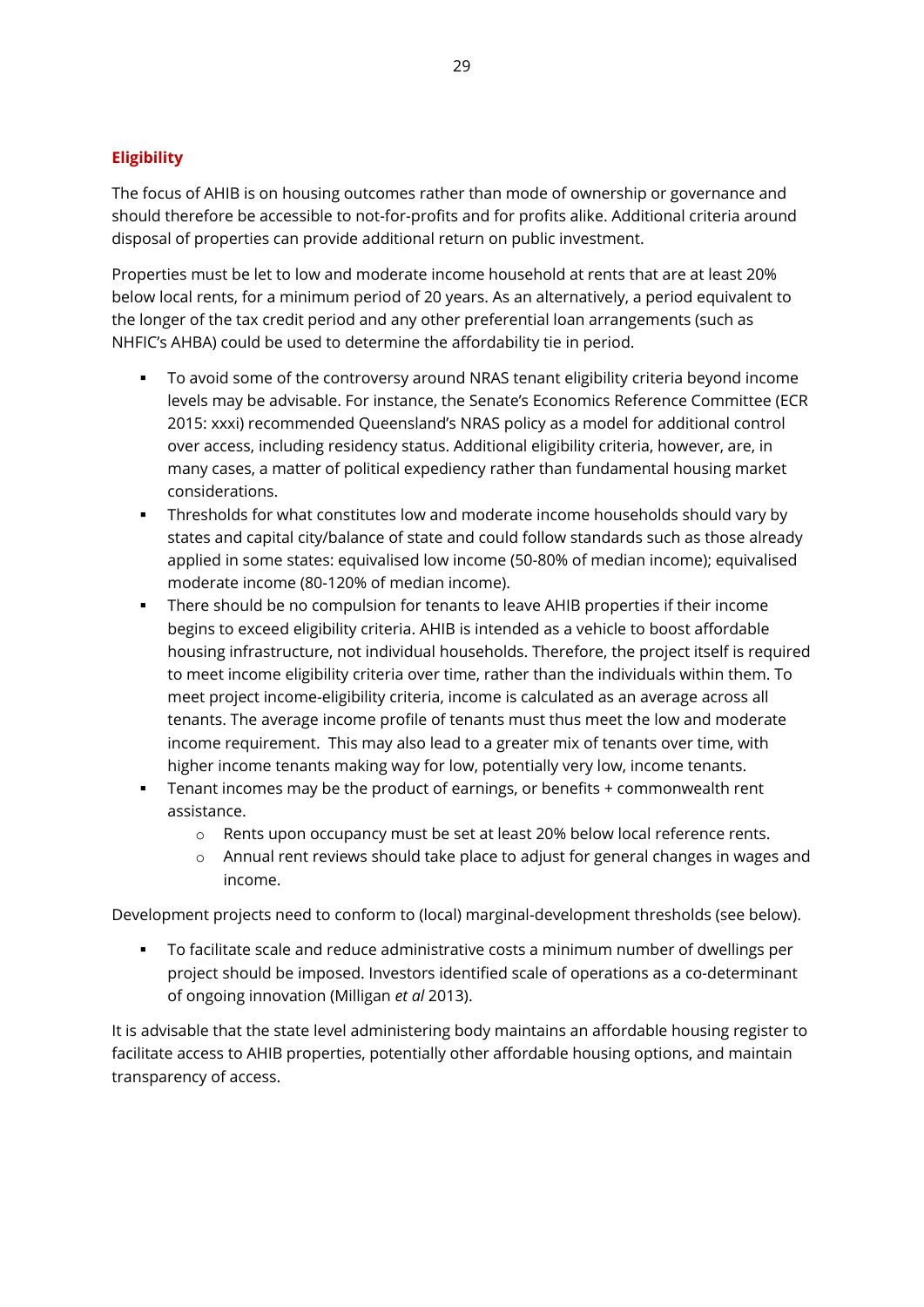## Eligibility

The focus of AHIB is on housing outcomes rather than mode of ownership or governance and should therefore be accessible to not-for-profits and for profits alike. Additional criteria around disposal of properties can provide additional return on public investment.

Properties must be let to low and moderate income household at rents that are at least 20% below local rents, for a minimum period of 20 years. As an alternatively, a period equivalent to the longer of the tax credit period and any other preferential loan arrangements (such as NHFIC's AHBA) could be used to determine the affordability tie in period.

- To avoid some of the controversy around NRAS tenant eligibility criteria beyond income levels may be advisable. For instance, the Senate's Economics Reference Committee (ECR 2015: xxxi) recommended Queensland's NRAS policy as a model for additional control over access, including residency status. Additional eligibility criteria, however, are, in many cases, a matter of political expediency rather than fundamental housing market considerations.
- Thresholds for what constitutes low and moderate income households should vary by states and capital city/balance of state and could follow standards such as those already applied in some states: equivalised low income (50-80% of median income); equivalised moderate income (80-120% of median income).
- There should be no compulsion for tenants to leave AHIB properties if their income begins to exceed eligibility criteria. AHIB is intended as a vehicle to boost affordable housing infrastructure, not individual households. Therefore, the project itself is required to meet income eligibility criteria over time, rather than the individuals within them. To meet project income-eligibility criteria, income is calculated as an average across all tenants. The average income profile of tenants must thus meet the low and moderate income requirement. This may also lead to a greater mix of tenants over time, with higher income tenants making way for low, potentially very low, income tenants.
- Tenant incomes may be the product of earnings, or benefits + commonwealth rent assistance.
    - Rents upon occupancy must be set at least 20% below local reference rents.
    - Annual rent reviews should take place to adjust for general changes in wages and income.

Development projects need to conform to (local) marginal-development thresholds (see below).

- To facilitate scale and reduce administrative costs a minimum number of dwellings per project should be imposed. Investors identified scale of operations as a co-determinant of ongoing innovation (Milligan *et al* 2013).

It is advisable that the state level administering body maintains an affordable housing register to facilitate access to AHIB properties, potentially other affordable housing options, and maintain transparency of access.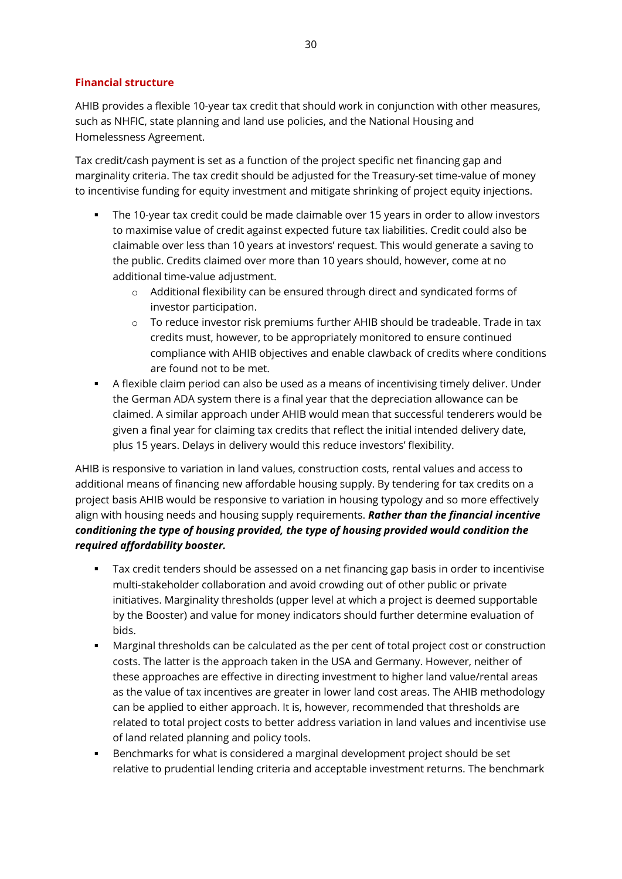**Financial structure**

AHIB provides a flexible 10-year tax credit that should work in conjunction with other measures, such as NHFIC, state planning and land use policies, and the National Housing and Homelessness Agreement.

Tax credit/cash payment is set as a function of the project specific net financing gap and marginality criteria. The tax credit should be adjusted for the Treasury-set time-value of money to incentivise funding for equity investment and mitigate shrinking of project equity injections.

- The 10-year tax credit could be made claimable over 15 years in order to allow investors to maximise value of credit against expected future tax liabilities. Credit could also be claimable over less than 10 years at investors' request. This would generate a saving to the public. Credits claimed over more than 10 years should, however, come at no additional time-value adjustment.
    - Additional flexibility can be ensured through direct and syndicated forms of investor participation.
    - To reduce investor risk premiums further AHIB should be tradeable. Trade in tax credits must, however, to be appropriately monitored to ensure continued compliance with AHIB objectives and enable clawback of credits where conditions are found not to be met.
- A flexible claim period can also be used as a means of incentivising timely deliver. Under the German ADA system there is a final year that the depreciation allowance can be claimed. A similar approach under AHIB would mean that successful tenderers would be given a final year for claiming tax credits that reflect the initial intended delivery date, plus 15 years. Delays in delivery would this reduce investors' flexibility.

AHIB is responsive to variation in land values, construction costs, rental values and access to additional means of financing new affordable housing supply. By tendering for tax credits on a project basis AHIB would be responsive to variation in housing typology and so more effectively align with housing needs and housing supply requirements. ***Rather than the financial incentive conditioning the type of housing provided, the type of housing provided would condition the required affordability booster.***

- Tax credit tenders should be assessed on a net financing gap basis in order to incentivise multi-stakeholder collaboration and avoid crowding out of other public or private initiatives. Marginality thresholds (upper level at which a project is deemed supportable by the Booster) and value for money indicators should further determine evaluation of bids.
- Marginal thresholds can be calculated as the per cent of total project cost or construction costs. The latter is the approach taken in the USA and Germany. However, neither of these approaches are effective in directing investment to higher land value/rental areas as the value of tax incentives are greater in lower land cost areas. The AHIB methodology can be applied to either approach. It is, however, recommended that thresholds are related to total project costs to better address variation in land values and incentivise use of land related planning and policy tools.
- Benchmarks for what is considered a marginal development project should be set relative to prudential lending criteria and acceptable investment returns. The benchmark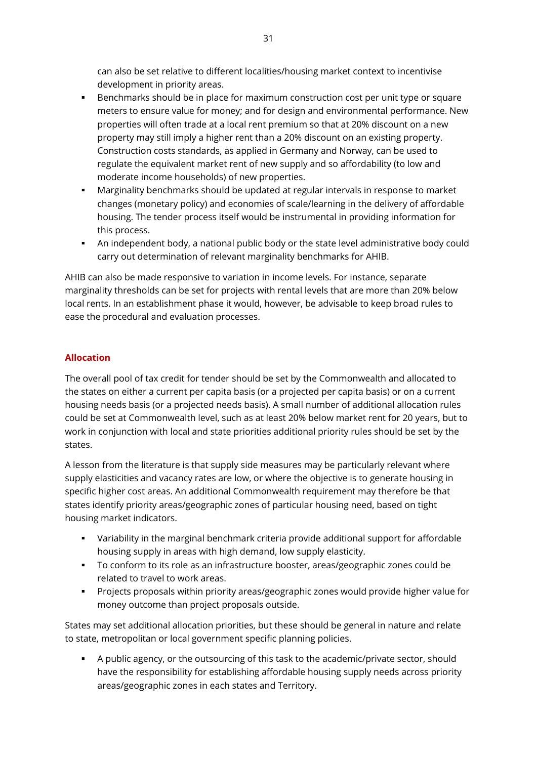can also be set relative to different localities/housing market context to incentivise development in priority areas.

- Benchmarks should be in place for maximum construction cost per unit type or square meters to ensure value for money; and for design and environmental performance. New properties will often trade at a local rent premium so that at 20% discount on a new property may still imply a higher rent than a 20% discount on an existing property. Construction costs standards, as applied in Germany and Norway, can be used to regulate the equivalent market rent of new supply and so affordability (to low and moderate income households) of new properties.
- Marginality benchmarks should be updated at regular intervals in response to market changes (monetary policy) and economies of scale/learning in the delivery of affordable housing. The tender process itself would be instrumental in providing information for this process.
- An independent body, a national public body or the state level administrative body could carry out determination of relevant marginality benchmarks for AHIB.

AHIB can also be made responsive to variation in income levels. For instance, separate marginality thresholds can be set for projects with rental levels that are more than 20% below local rents. In an establishment phase it would, however, be advisable to keep broad rules to ease the procedural and evaluation processes.

## Allocation

The overall pool of tax credit for tender should be set by the Commonwealth and allocated to the states on either a current per capita basis (or a projected per capita basis) or on a current housing needs basis (or a projected needs basis). A small number of additional allocation rules could be set at Commonwealth level, such as at least 20% below market rent for 20 years, but to work in conjunction with local and state priorities additional priority rules should be set by the states.

A lesson from the literature is that supply side measures may be particularly relevant where supply elasticities and vacancy rates are low, or where the objective is to generate housing in specific higher cost areas. An additional Commonwealth requirement may therefore be that states identify priority areas/geographic zones of particular housing need, based on tight housing market indicators.

- Variability in the marginal benchmark criteria provide additional support for affordable housing supply in areas with high demand, low supply elasticity.
- To conform to its role as an infrastructure booster, areas/geographic zones could be related to travel to work areas.
- Projects proposals within priority areas/geographic zones would provide higher value for money outcome than project proposals outside.

States may set additional allocation priorities, but these should be general in nature and relate to state, metropolitan or local government specific planning policies.

- A public agency, or the outsourcing of this task to the academic/private sector, should have the responsibility for establishing affordable housing supply needs across priority areas/geographic zones in each states and Territory.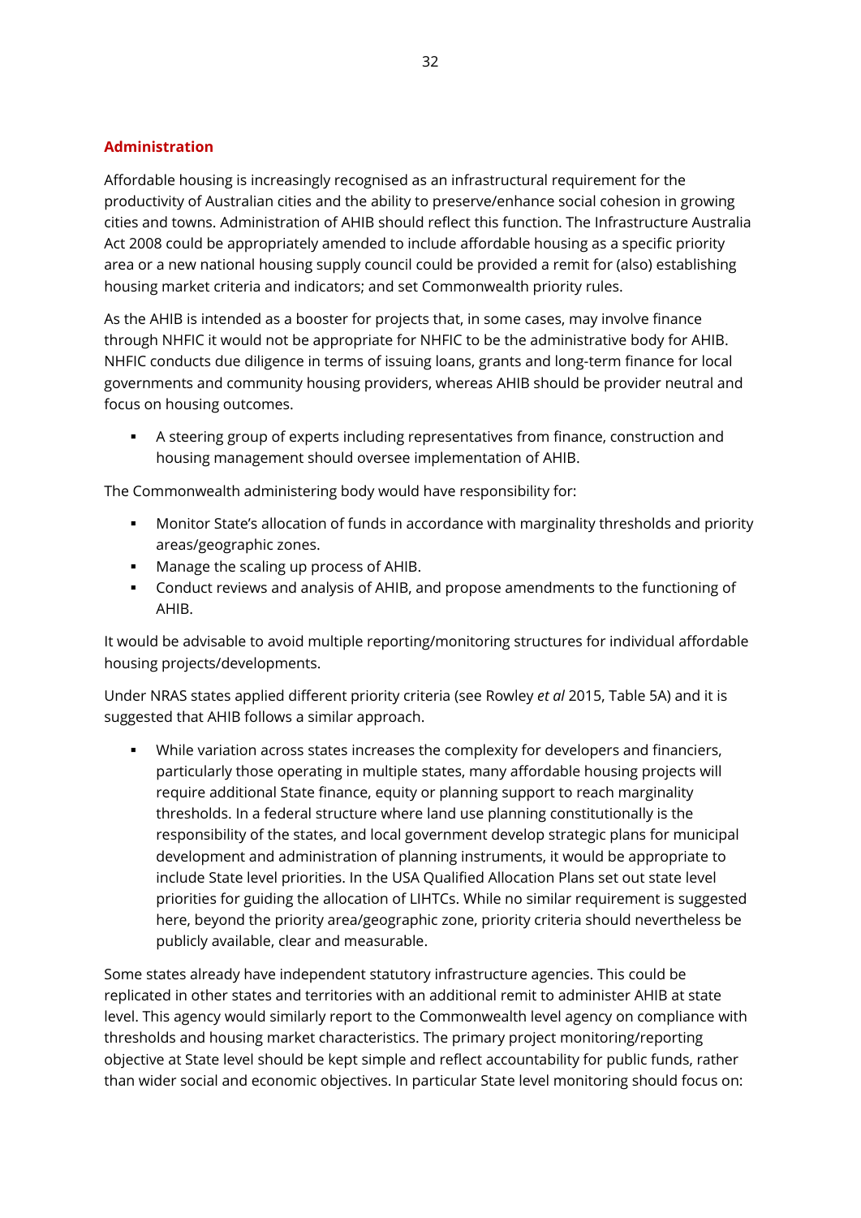## Administration

Affordable housing is increasingly recognised as an infrastructural requirement for the productivity of Australian cities and the ability to preserve/enhance social cohesion in growing cities and towns. Administration of AHIB should reflect this function. The Infrastructure Australia Act 2008 could be appropriately amended to include affordable housing as a specific priority area or a new national housing supply council could be provided a remit for (also) establishing housing market criteria and indicators; and set Commonwealth priority rules.

As the AHIB is intended as a booster for projects that, in some cases, may involve finance through NHFIC it would not be appropriate for NHFIC to be the administrative body for AHIB. NHFIC conducts due diligence in terms of issuing loans, grants and long-term finance for local governments and community housing providers, whereas AHIB should be provider neutral and focus on housing outcomes.

- A steering group of experts including representatives from finance, construction and housing management should oversee implementation of AHIB.

The Commonwealth administering body would have responsibility for:

- Monitor State's allocation of funds in accordance with marginality thresholds and priority areas/geographic zones.
- Manage the scaling up process of AHIB.
- Conduct reviews and analysis of AHIB, and propose amendments to the functioning of AHIB.

It would be advisable to avoid multiple reporting/monitoring structures for individual affordable housing projects/developments.

Under NRAS states applied different priority criteria (see Rowley *et al* 2015, Table 5A) and it is suggested that AHIB follows a similar approach.

- While variation across states increases the complexity for developers and financiers, particularly those operating in multiple states, many affordable housing projects will require additional State finance, equity or planning support to reach marginality thresholds. In a federal structure where land use planning constitutionally is the responsibility of the states, and local government develop strategic plans for municipal development and administration of planning instruments, it would be appropriate to include State level priorities. In the USA Qualified Allocation Plans set out state level priorities for guiding the allocation of LIHTCs. While no similar requirement is suggested here, beyond the priority area/geographic zone, priority criteria should nevertheless be publicly available, clear and measurable.

Some states already have independent statutory infrastructure agencies. This could be replicated in other states and territories with an additional remit to administer AHIB at state level. This agency would similarly report to the Commonwealth level agency on compliance with thresholds and housing market characteristics. The primary project monitoring/reporting objective at State level should be kept simple and reflect accountability for public funds, rather than wider social and economic objectives. In particular State level monitoring should focus on: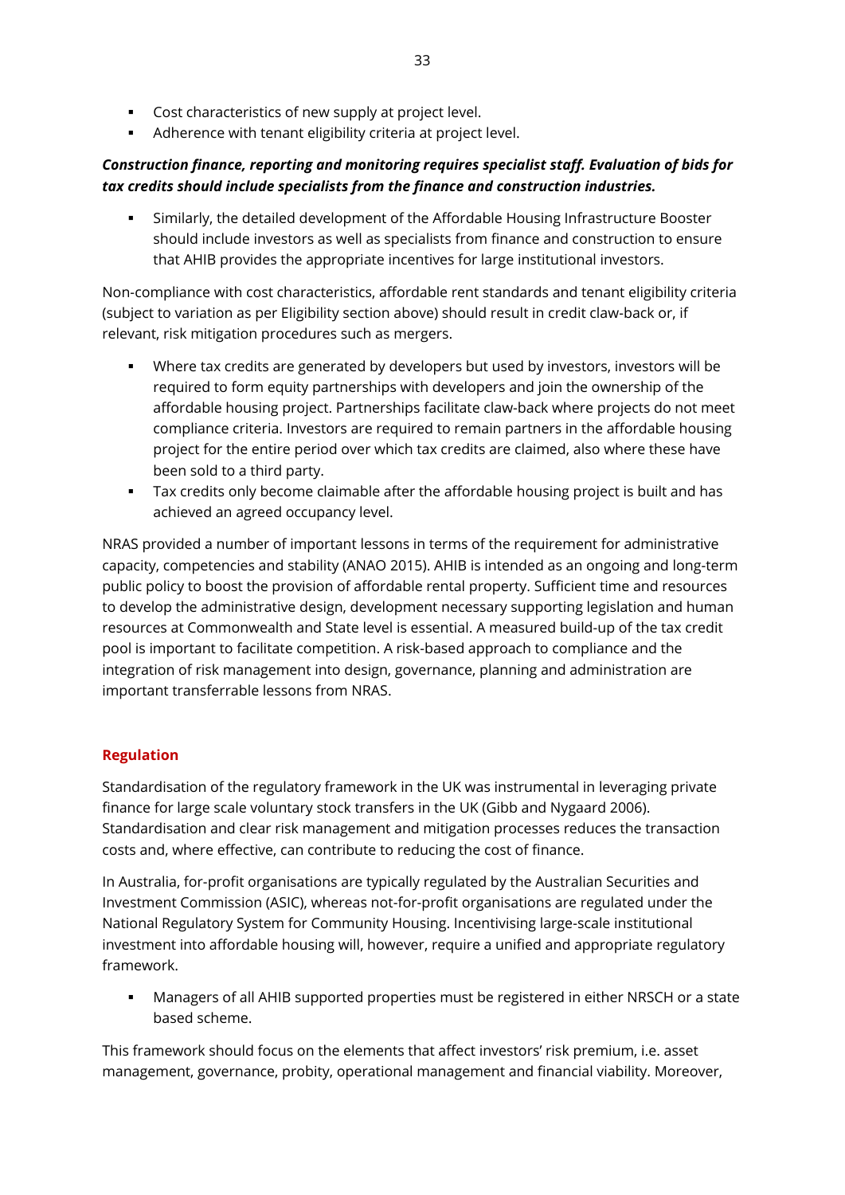- Cost characteristics of new supply at project level.
- Adherence with tenant eligibility criteria at project level.

***Construction finance, reporting and monitoring requires specialist staff. Evaluation of bids for tax credits should include specialists from the finance and construction industries.***

- Similarly, the detailed development of the Affordable Housing Infrastructure Booster should include investors as well as specialists from finance and construction to ensure that AHIB provides the appropriate incentives for large institutional investors.

Non-compliance with cost characteristics, affordable rent standards and tenant eligibility criteria (subject to variation as per Eligibility section above) should result in credit claw-back or, if relevant, risk mitigation procedures such as mergers.

- Where tax credits are generated by developers but used by investors, investors will be required to form equity partnerships with developers and join the ownership of the affordable housing project. Partnerships facilitate claw-back where projects do not meet compliance criteria. Investors are required to remain partners in the affordable housing project for the entire period over which tax credits are claimed, also where these have been sold to a third party.
- Tax credits only become claimable after the affordable housing project is built and has achieved an agreed occupancy level.

NRAS provided a number of important lessons in terms of the requirement for administrative capacity, competencies and stability (ANAO 2015). AHIB is intended as an ongoing and long-term public policy to boost the provision of affordable rental property. Sufficient time and resources to develop the administrative design, development necessary supporting legislation and human resources at Commonwealth and State level is essential. A measured build-up of the tax credit pool is important to facilitate competition. A risk-based approach to compliance and the integration of risk management into design, governance, planning and administration are important transferrable lessons from NRAS.

## Regulation

Standardisation of the regulatory framework in the UK was instrumental in leveraging private finance for large scale voluntary stock transfers in the UK (Gibb and Nygaard 2006). Standardisation and clear risk management and mitigation processes reduces the transaction costs and, where effective, can contribute to reducing the cost of finance.

In Australia, for-profit organisations are typically regulated by the Australian Securities and Investment Commission (ASIC), whereas not-for-profit organisations are regulated under the National Regulatory System for Community Housing. Incentivising large-scale institutional investment into affordable housing will, however, require a unified and appropriate regulatory framework.

- Managers of all AHIB supported properties must be registered in either NRSCH or a state based scheme.

This framework should focus on the elements that affect investors' risk premium, i.e. asset management, governance, probity, operational management and financial viability. Moreover,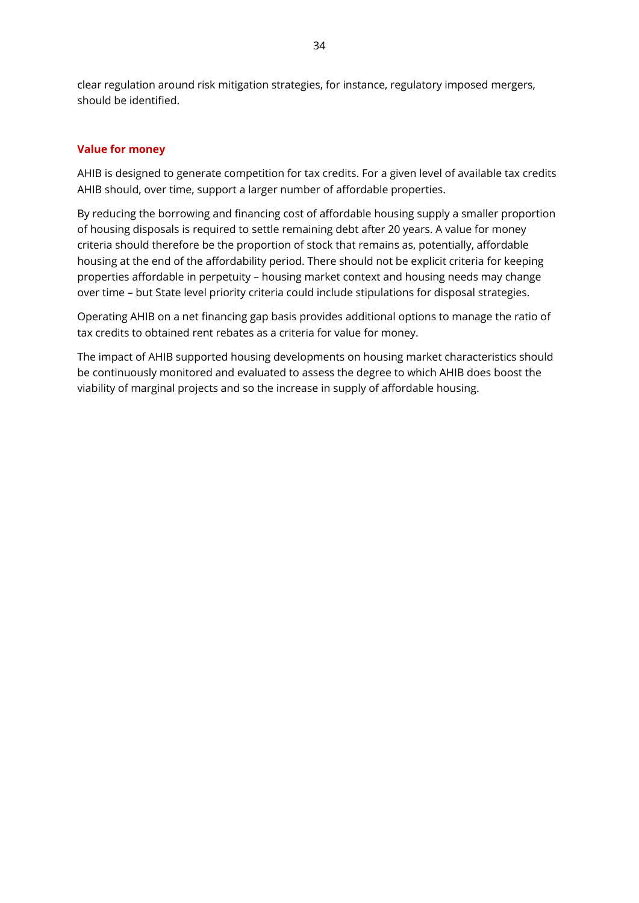clear regulation around risk mitigation strategies, for instance, regulatory imposed mergers, should be identified.

## Value for money

AHIB is designed to generate competition for tax credits. For a given level of available tax credits AHIB should, over time, support a larger number of affordable properties.

By reducing the borrowing and financing cost of affordable housing supply a smaller proportion of housing disposals is required to settle remaining debt after 20 years. A value for money criteria should therefore be the proportion of stock that remains as, potentially, affordable housing at the end of the affordability period. There should not be explicit criteria for keeping properties affordable in perpetuity – housing market context and housing needs may change over time – but State level priority criteria could include stipulations for disposal strategies.

Operating AHIB on a net financing gap basis provides additional options to manage the ratio of tax credits to obtained rent rebates as a criteria for value for money.

The impact of AHIB supported housing developments on housing market characteristics should be continuously monitored and evaluated to assess the degree to which AHIB does boost the viability of marginal projects and so the increase in supply of affordable housing.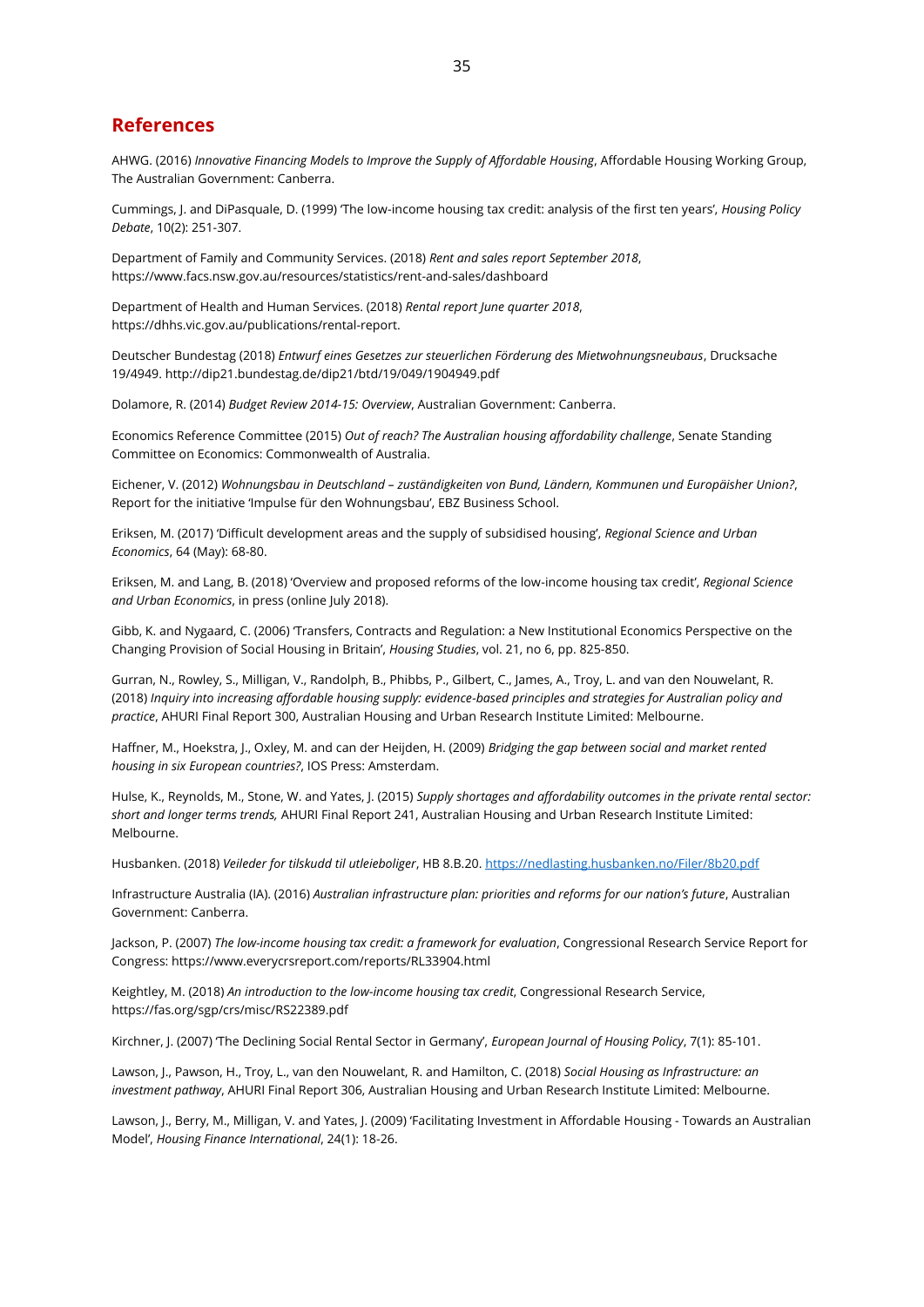## References

AHWG. (2016) *Innovative Financing Models to Improve the Supply of Affordable Housing*, Affordable Housing Working Group, The Australian Government: Canberra.

Cummings, J. and DiPasquale, D. (1999) 'The low-income housing tax credit: analysis of the first ten years', *Housing Policy Debate*, 10(2): 251-307.

Department of Family and Community Services. (2018) *Rent and sales report September 2018*, https://www.facs.nsw.gov.au/resources/statistics/rent-and-sales/dashboard

Department of Health and Human Services. (2018) *Rental report June quarter 2018*, https://dhhs.vic.gov.au/publications/rental-report.

Deutscher Bundestag (2018) *Entwurf eines Gesetzes zur steuerlichen Förderung des Mietwohnungsneubaus*, Drucksache 19/4949. http://dip21.bundestag.de/dip21/btd/19/049/1904949.pdf

Dolamore, R. (2014) *Budget Review 2014-15: Overview*, Australian Government: Canberra.

Economics Reference Committee (2015) *Out of reach? The Australian housing affordability challenge*, Senate Standing Committee on Economics: Commonwealth of Australia.

Eichener, V. (2012) *Wohnungsbau in Deutschland – zuständigkeiten von Bund, Ländern, Kommunen und Europäisher Union?*, Report for the initiative 'Impulse für den Wohnungsbau', EBZ Business School.

Eriksen, M. (2017) 'Difficult development areas and the supply of subsidised housing', *Regional Science and Urban Economics*, 64 (May): 68-80.

Eriksen, M. and Lang, B. (2018) 'Overview and proposed reforms of the low-income housing tax credit', *Regional Science and Urban Economics*, in press (online July 2018).

Gibb, K. and Nygaard, C. (2006) 'Transfers, Contracts and Regulation: a New Institutional Economics Perspective on the Changing Provision of Social Housing in Britain', *Housing Studies*, vol. 21, no 6, pp. 825-850.

Gurran, N., Rowley, S., Milligan, V., Randolph, B., Phibbs, P., Gilbert, C., James, A., Troy, L. and van den Nouwelant, R. (2018) *Inquiry into increasing affordable housing supply: evidence-based principles and strategies for Australian policy and practice*, AHURI Final Report 300, Australian Housing and Urban Research Institute Limited: Melbourne.

Haffner, M., Hoekstra, J., Oxley, M. and can der Heijden, H. (2009) *Bridging the gap between social and market rented housing in six European countries?*, IOS Press: Amsterdam.

Hulse, K., Reynolds, M., Stone, W. and Yates, J. (2015) *Supply shortages and affordability outcomes in the private rental sector: short and longer terms trends,* AHURI Final Report 241, Australian Housing and Urban Research Institute Limited: Melbourne.

Husbanken. (2018) *Veileder for tilskudd til utleieboliger*, HB 8.B.20. https://nedlasting.husbanken.no/Filer/8b20.pdf

Infrastructure Australia (IA). (2016) *Australian infrastructure plan: priorities and reforms for our nation's future*, Australian Government: Canberra.

Jackson, P. (2007) *The low-income housing tax credit: a framework for evaluation*, Congressional Research Service Report for Congress: https://www.everycrsreport.com/reports/RL33904.html

Keightley, M. (2018) *An introduction to the low-income housing tax credit*, Congressional Research Service, https://fas.org/sgp/crs/misc/RS22389.pdf

Kirchner, J. (2007) 'The Declining Social Rental Sector in Germany', *European Journal of Housing Policy*, 7(1): 85-101.

Lawson, J., Pawson, H., Troy, L., van den Nouwelant, R. and Hamilton, C. (2018) *Social Housing as Infrastructure: an investment pathway*, AHURI Final Report 306, Australian Housing and Urban Research Institute Limited: Melbourne.

Lawson, J., Berry, M., Milligan, V. and Yates, J. (2009) 'Facilitating Investment in Affordable Housing - Towards an Australian Model', *Housing Finance International*, 24(1): 18-26.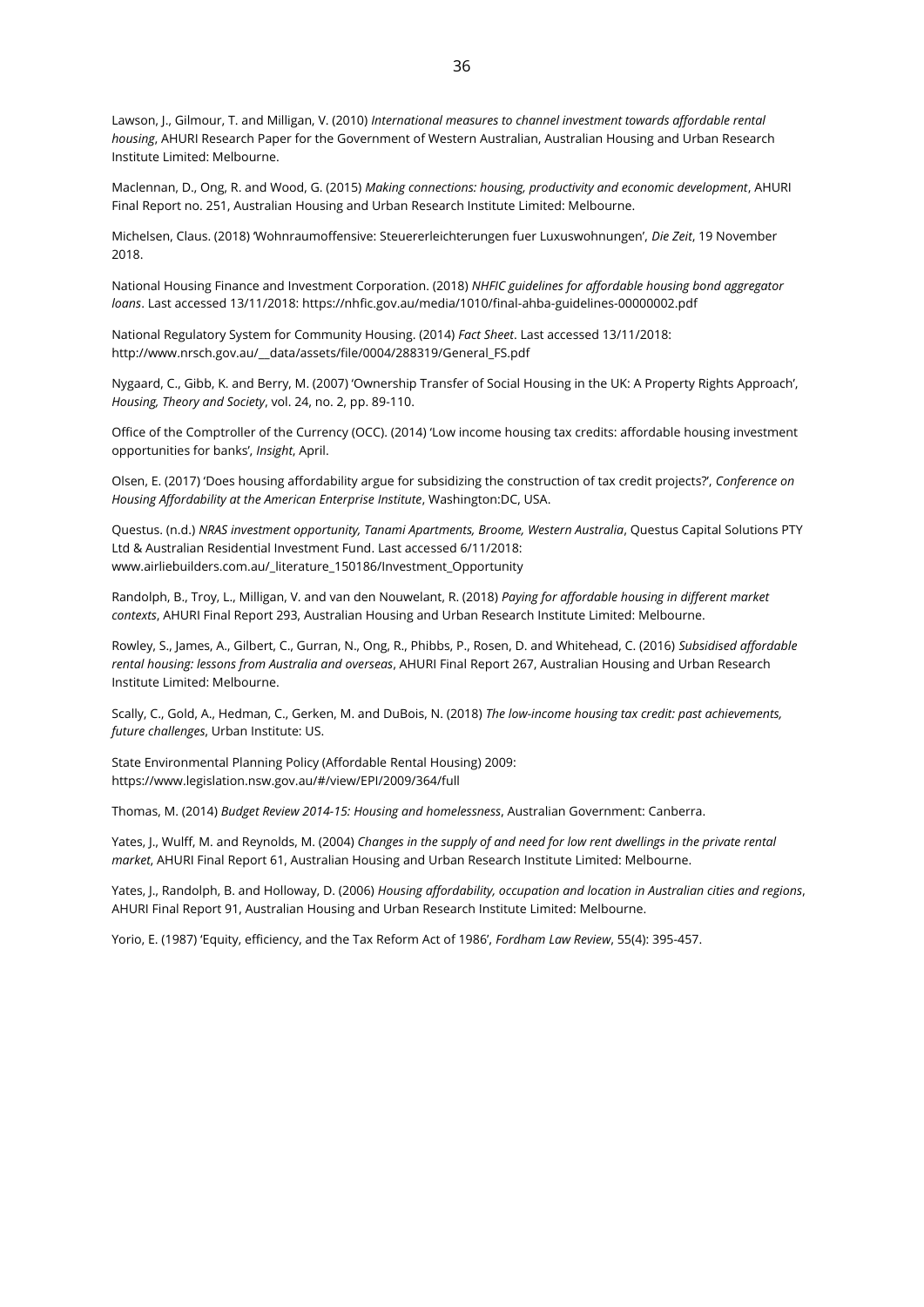Lawson, J., Gilmour, T. and Milligan, V. (2010) *International measures to channel investment towards affordable rental housing*, AHURI Research Paper for the Government of Western Australian, Australian Housing and Urban Research Institute Limited: Melbourne.

Maclennan, D., Ong, R. and Wood, G. (2015) *Making connections: housing, productivity and economic development*, AHURI Final Report no. 251, Australian Housing and Urban Research Institute Limited: Melbourne.

Michelsen, Claus. (2018) 'Wohnraumoffensive: Steuererleichterungen fuer Luxuswohnungen', *Die Zeit*, 19 November 2018.

National Housing Finance and Investment Corporation. (2018) *NHFIC guidelines for affordable housing bond aggregator loans*. Last accessed 13/11/2018: https://nhfic.gov.au/media/1010/final-ahba-guidelines-00000002.pdf

National Regulatory System for Community Housing. (2014) *Fact Sheet*. Last accessed 13/11/2018: http://www.nrsch.gov.au/__data/assets/file/0004/288319/General_FS.pdf

Nygaard, C., Gibb, K. and Berry, M. (2007) 'Ownership Transfer of Social Housing in the UK: A Property Rights Approach', *Housing, Theory and Society*, vol. 24, no. 2, pp. 89-110.

Office of the Comptroller of the Currency (OCC). (2014) 'Low income housing tax credits: affordable housing investment opportunities for banks', *Insight*, April.

Olsen, E. (2017) 'Does housing affordability argue for subsidizing the construction of tax credit projects?', *Conference on Housing Affordability at the American Enterprise Institute*, Washington:DC, USA.

Questus. (n.d.) *NRAS investment opportunity, Tanami Apartments, Broome, Western Australia*, Questus Capital Solutions PTY Ltd & Australian Residential Investment Fund. Last accessed 6/11/2018: www.airliebuilders.com.au/_literature_150186/Investment_Opportunity

Randolph, B., Troy, L., Milligan, V. and van den Nouwelant, R. (2018) *Paying for affordable housing in different market contexts*, AHURI Final Report 293, Australian Housing and Urban Research Institute Limited: Melbourne.

Rowley, S., James, A., Gilbert, C., Gurran, N., Ong, R., Phibbs, P., Rosen, D. and Whitehead, C. (2016) *Subsidised affordable rental housing: lessons from Australia and overseas*, AHURI Final Report 267, Australian Housing and Urban Research Institute Limited: Melbourne.

Scally, C., Gold, A., Hedman, C., Gerken, M. and DuBois, N. (2018) *The low-income housing tax credit: past achievements, future challenges*, Urban Institute: US.

State Environmental Planning Policy (Affordable Rental Housing) 2009: https://www.legislation.nsw.gov.au/#/view/EPI/2009/364/full

Thomas, M. (2014) *Budget Review 2014-15: Housing and homelessness*, Australian Government: Canberra.

Yates, J., Wulff, M. and Reynolds, M. (2004) *Changes in the supply of and need for low rent dwellings in the private rental market*, AHURI Final Report 61, Australian Housing and Urban Research Institute Limited: Melbourne.

Yates, J., Randolph, B. and Holloway, D. (2006) *Housing affordability, occupation and location in Australian cities and regions*, AHURI Final Report 91, Australian Housing and Urban Research Institute Limited: Melbourne.

Yorio, E. (1987) 'Equity, efficiency, and the Tax Reform Act of 1986', *Fordham Law Review*, 55(4): 395-457.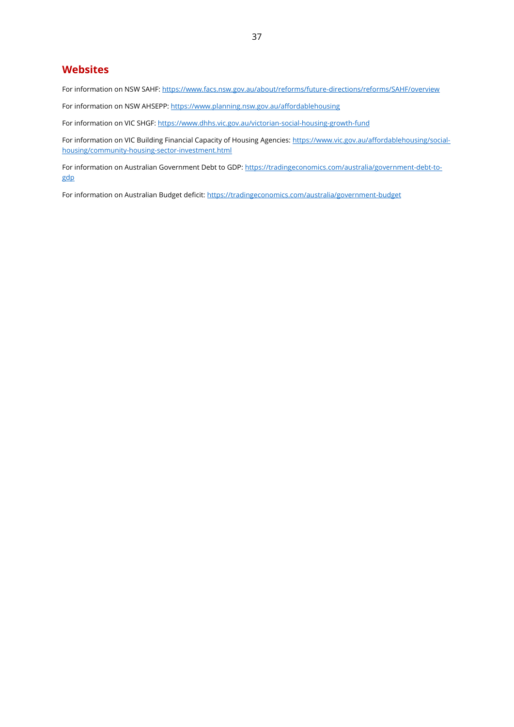## Websites

For information on NSW SAHF: https://www.facs.nsw.gov.au/about/reforms/future-directions/reforms/SAHF/overview

For information on NSW AHSEPP: https://www.planning.nsw.gov.au/affordablehousing

For information on VIC SHGF: https://www.dhhs.vic.gov.au/victorian-social-housing-growth-fund

For information on VIC Building Financial Capacity of Housing Agencies: https://www.vic.gov.au/affordablehousing/social-housing/community-housing-sector-investment.html

For information on Australian Government Debt to GDP: https://tradingeconomics.com/australia/government-debt-to-gdp

For information on Australian Budget deficit: https://tradingeconomics.com/australia/government-budget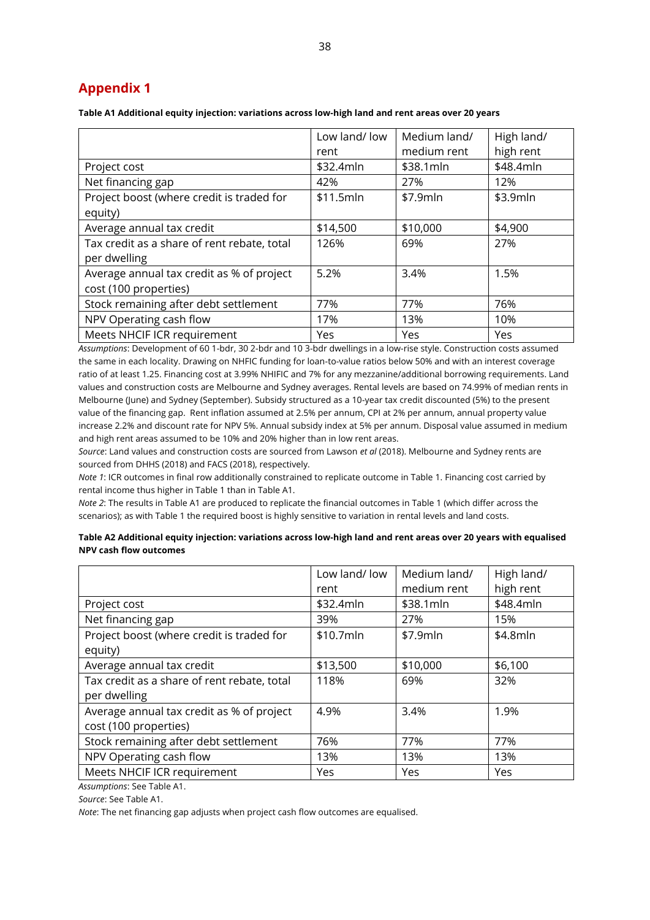# Appendix 1

**Table A1 Additional equity injection: variations across low-high land and rent areas over 20 years**

| | Low land/ low rent | Medium land/ medium rent | High land/ high rent |
|---|---|---|---|
| Project cost | $32.4mln | $38.1mln | $48.4mln |
| Net financing gap | 42% | 27% | 12% |
| Project boost (where credit is traded for equity) | $11.5mln | $7.9mln | $3.9mln |
| Average annual tax credit | $14,500 | $10,000 | $4,900 |
| Tax credit as a share of rent rebate, total per dwelling | 126% | 69% | 27% |
| Average annual tax credit as % of project cost (100 properties) | 5.2% | 3.4% | 1.5% |
| Stock remaining after debt settlement | 77% | 77% | 76% |
| NPV Operating cash flow | 17% | 13% | 10% |
| Meets NHCIF ICR requirement | Yes | Yes | Yes |

*Assumptions*: Development of 60 1-bdr, 30 2-bdr and 10 3-bdr dwellings in a low-rise style. Construction costs assumed the same in each locality. Drawing on NHFIC funding for loan-to-value ratios below 50% and with an interest coverage ratio of at least 1.25. Financing cost at 3.99% NHIFIC and 7% for any mezzanine/additional borrowing requirements. Land values and construction costs are Melbourne and Sydney averages. Rental levels are based on 74.99% of median rents in Melbourne (June) and Sydney (September). Subsidy structured as a 10-year tax credit discounted (5%) to the present value of the financing gap. Rent inflation assumed at 2.5% per annum, CPI at 2% per annum, annual property value increase 2.2% and discount rate for NPV 5%. Annual subsidy index at 5% per annum. Disposal value assumed in medium and high rent areas assumed to be 10% and 20% higher than in low rent areas.

*Source*: Land values and construction costs are sourced from Lawson *et al* (2018). Melbourne and Sydney rents are sourced from DHHS (2018) and FACS (2018), respectively.

*Note 1*: ICR outcomes in final row additionally constrained to replicate outcome in Table 1. Financing cost carried by rental income thus higher in Table 1 than in Table A1.

*Note 2*: The results in Table A1 are produced to replicate the financial outcomes in Table 1 (which differ across the scenarios); as with Table 1 the required boost is highly sensitive to variation in rental levels and land costs.

**Table A2 Additional equity injection: variations across low-high land and rent areas over 20 years with equalised NPV cash flow outcomes**

| | Low land/ low rent | Medium land/ medium rent | High land/ high rent |
|---|---|---|---|
| Project cost | $32.4mln | $38.1mln | $48.4mln |
| Net financing gap | 39% | 27% | 15% |
| Project boost (where credit is traded for equity) | $10.7mln | $7.9mln | $4.8mln |
| Average annual tax credit | $13,500 | $10,000 | $6,100 |
| Tax credit as a share of rent rebate, total per dwelling | 118% | 69% | 32% |
| Average annual tax credit as % of project cost (100 properties) | 4.9% | 3.4% | 1.9% |
| Stock remaining after debt settlement | 76% | 77% | 77% |
| NPV Operating cash flow | 13% | 13% | 13% |
| Meets NHCIF ICR requirement | Yes | Yes | Yes |

*Assumptions*: See Table A1.

*Source*: See Table A1.

*Note*: The net financing gap adjusts when project cash flow outcomes are equalised.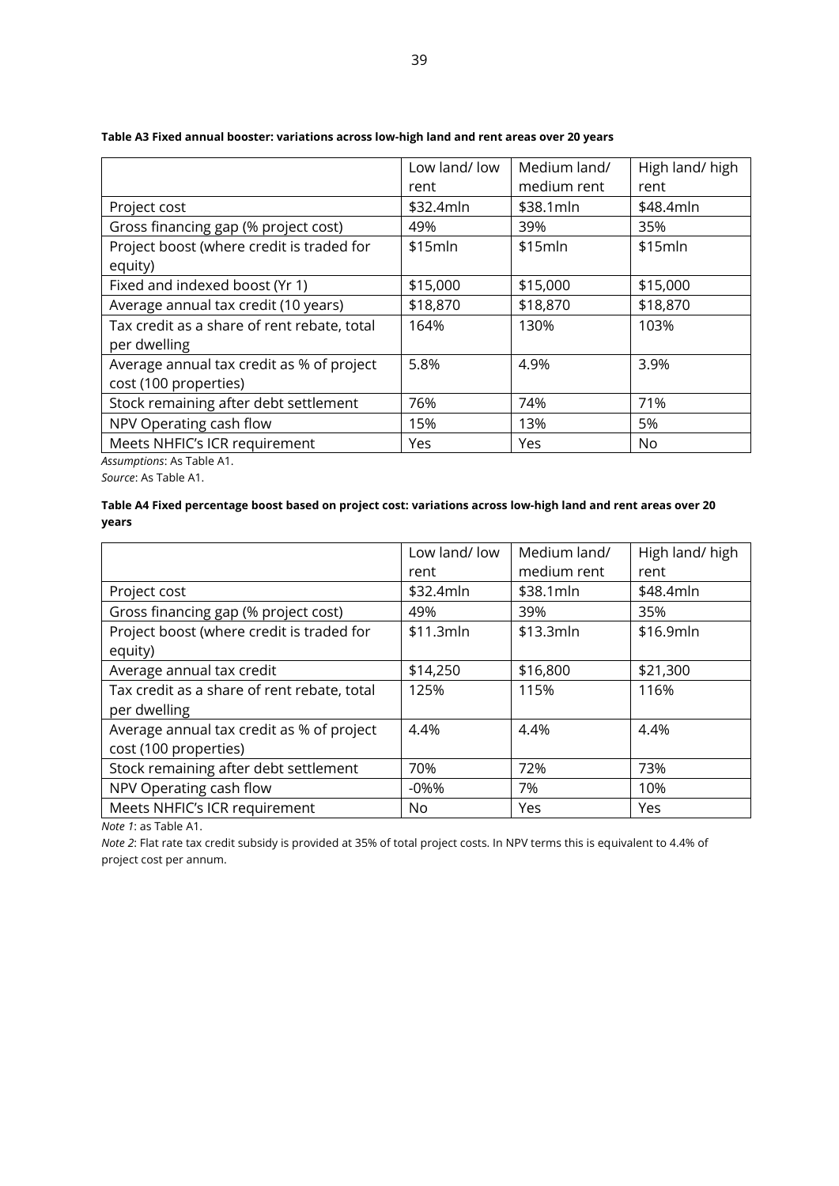**Table A3 Fixed annual booster: variations across low-high land and rent areas over 20 years**

| | Low land/ low rent | Medium land/ medium rent | High land/ high rent |
|---|---|---|---|
| Project cost | $32.4mln | $38.1mln | $48.4mln |
| Gross financing gap (% project cost) | 49% | 39% | 35% |
| Project boost (where credit is traded for equity) | $15mln | $15mln | $15mln |
| Fixed and indexed boost (Yr 1) | $15,000 | $15,000 | $15,000 |
| Average annual tax credit (10 years) | $18,870 | $18,870 | $18,870 |
| Tax credit as a share of rent rebate, total per dwelling | 164% | 130% | 103% |
| Average annual tax credit as % of project cost (100 properties) | 5.8% | 4.9% | 3.9% |
| Stock remaining after debt settlement | 76% | 74% | 71% |
| NPV Operating cash flow | 15% | 13% | 5% |
| Meets NHFIC's ICR requirement | Yes | Yes | No |

*Assumptions*: As Table A1.

*Source*: As Table A1.

**Table A4 Fixed percentage boost based on project cost: variations across low-high land and rent areas over 20 years**

| | Low land/ low rent | Medium land/ medium rent | High land/ high rent |
|---|---|---|---|
| Project cost | $32.4mln | $38.1mln | $48.4mln |
| Gross financing gap (% project cost) | 49% | 39% | 35% |
| Project boost (where credit is traded for equity) | $11.3mln | $13.3mln | $16.9mln |
| Average annual tax credit | $14,250 | $16,800 | $21,300 |
| Tax credit as a share of rent rebate, total per dwelling | 125% | 115% | 116% |
| Average annual tax credit as % of project cost (100 properties) | 4.4% | 4.4% | 4.4% |
| Stock remaining after debt settlement | 70% | 72% | 73% |
| NPV Operating cash flow | -0%% | 7% | 10% |
| Meets NHFIC's ICR requirement | No | Yes | Yes |

*Note 1*: as Table A1.

*Note 2*: Flat rate tax credit subsidy is provided at 35% of total project costs. In NPV terms this is equivalent to 4.4% of project cost per annum.